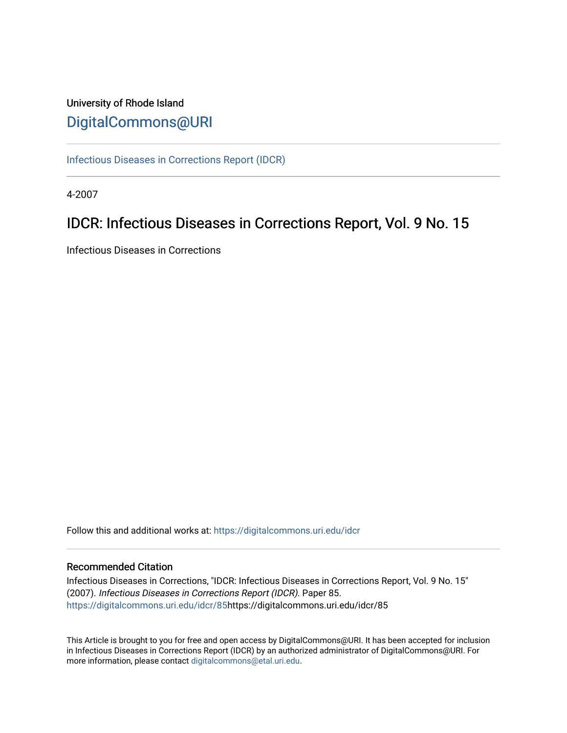University of Rhode Island

DigitalCommons@URI

Infectious Diseases in Corrections Report (IDCR)

4-2007

# IDCR: Infectious Diseases in Corrections Report, Vol. 9 No. 15

Infectious Diseases in Corrections

Follow this and additional works at: https://digitalcommons.uri.edu/idcr

## Recommended Citation

Infectious Diseases in Corrections, "IDCR: Infectious Diseases in Corrections Report, Vol. 9 No. 15" (2007). *Infectious Diseases in Corrections Report (IDCR).* Paper 85. https://digitalcommons.uri.edu/idcr/85https://digitalcommons.uri.edu/idcr/85

This Article is brought to you for free and open access by DigitalCommons@URI. It has been accepted for inclusion in Infectious Diseases in Corrections Report (IDCR) by an authorized administrator of DigitalCommons@URI. For more information, please contact digitalcommons@etal.uri.edu.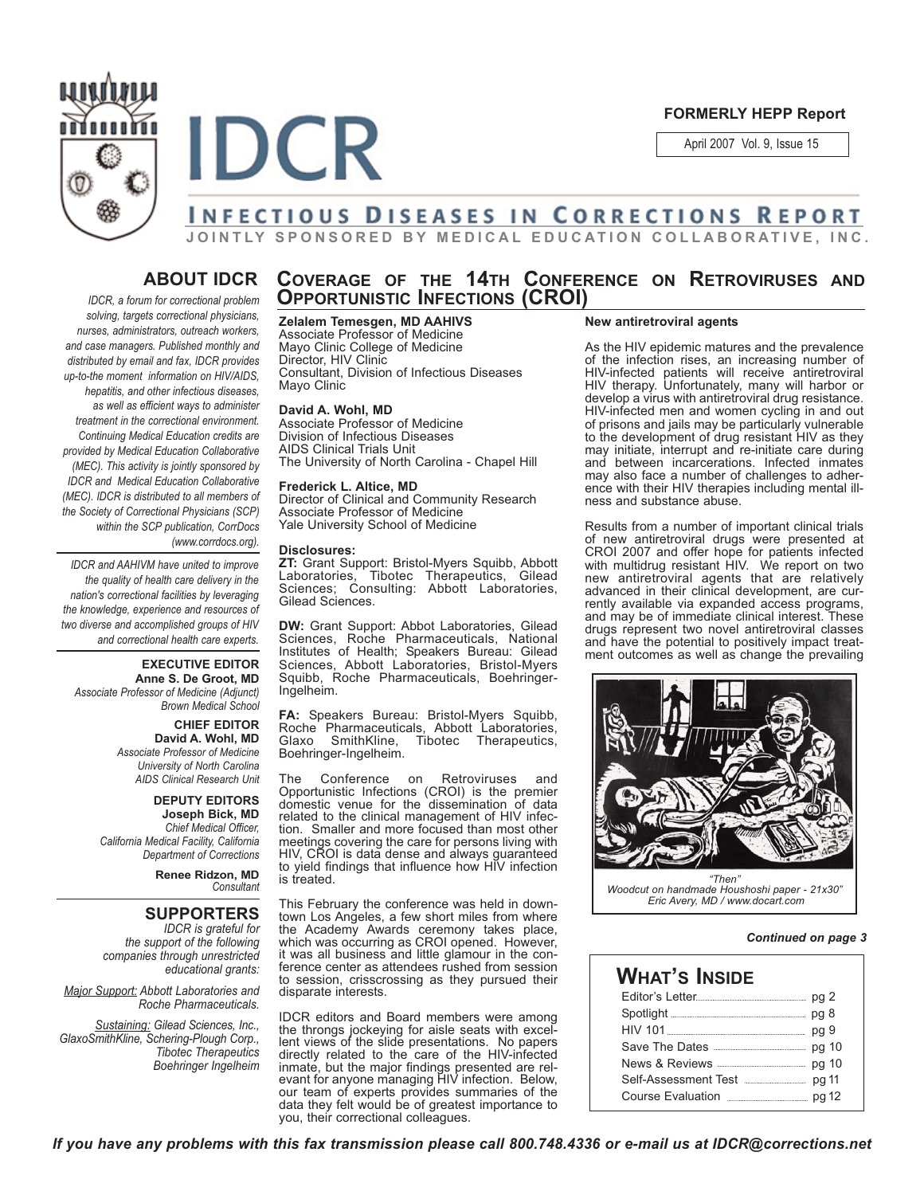# IDCR

**FORMERLY HEPP Report**

April 2007 Vol. 9, Issue 15

## INFECTIOUS DISEASES IN CORRECTIONS REPORT

JOINTLY SPONSORED BY MEDICAL EDUCATION COLLABORATIVE, INC.

## ABOUT IDCR

*IDCR, a forum for correctional problem solving, targets correctional physicians, nurses, administrators, outreach workers, and case managers. Published monthly and distributed by email and fax, IDCR provides up-to-the moment information on HIV/AIDS, hepatitis, and other infectious diseases, as well as efficient ways to administer treatment in the correctional environment. Continuing Medical Education credits are provided by Medical Education Collaborative (MEC). This activity is jointly sponsored by IDCR and Medical Education Collaborative (MEC). IDCR is distributed to all members of the Society of Correctional Physicians (SCP) within the SCP publication, CorrDocs (www.corrdocs.org).*

*IDCR and AAHIVM have united to improve the quality of health care delivery in the nation's correctional facilities by leveraging the knowledge, experience and resources of two diverse and accomplished groups of HIV and correctional health care experts.*

**EXECUTIVE EDITOR**
**Anne S. De Groot, MD**
*Associate Professor of Medicine (Adjunct)*
*Brown Medical School*

**CHIEF EDITOR**
**David A. Wohl, MD**
*Associate Professor of Medicine*
*University of North Carolina*
*AIDS Clinical Research Unit*

**DEPUTY EDITORS**
**Joseph Bick, MD**
*Chief Medical Officer,*
*California Medical Facility, California Department of Corrections*

**Renee Ridzon, MD**
*Consultant*

## SUPPORTERS

*IDCR is grateful for the support of the following companies through unrestricted educational grants:*

*Major Support: Abbott Laboratories and Roche Pharmaceuticals.*

*Sustaining: Gilead Sciences, Inc., GlaxoSmithKline, Schering-Plough Corp., Tibotec Therapeutics Boehringer Ingelheim*

## COVERAGE OF THE 14TH CONFERENCE ON RETROVIRUSES AND OPPORTUNISTIC INFECTIONS (CROI)

**Zelalem Temesgen, MD AAHIVS**
Associate Professor of Medicine
Mayo Clinic College of Medicine
Director, HIV Clinic
Consultant, Division of Infectious Diseases
Mayo Clinic

**David A. Wohl, MD**
Associate Professor of Medicine
Division of Infectious Diseases
AIDS Clinical Trials Unit
The University of North Carolina - Chapel Hill

**Frederick L. Altice, MD**
Director of Clinical and Community Research
Associate Professor of Medicine
Yale University School of Medicine

**Disclosures:**
**ZT:** Grant Support: Bristol-Myers Squibb, Abbott Laboratories, Tibotec Therapeutics, Gilead Sciences; Consulting: Abbott Laboratories, Gilead Sciences.

**DW:** Grant Support: Abbot Laboratories, Gilead Sciences, Roche Pharmaceuticals, National Institutes of Health; Speakers Bureau: Gilead Sciences, Abbott Laboratories, Bristol-Myers Squibb, Roche Pharmaceuticals, Boehringer-Ingelheim.

**FA:** Speakers Bureau: Bristol-Myers Squibb, Roche Pharmaceuticals, Abbott Laboratories, Glaxo SmithKline, Tibotec Therapeutics, Boehringer-Ingelheim.

The Conference on Retroviruses and Opportunistic Infections (CROI) is the premier domestic venue for the dissemination of data related to the clinical management of HIV infection. Smaller and more focused than most other meetings covering the care for persons living with HIV, CROI is data dense and always guaranteed to yield findings that influence how HIV infection is treated.

This February the conference was held in downtown Los Angeles, a few short miles from where the Academy Awards ceremony takes place, which was occurring as CROI opened. However, it was all business and little glamour in the conference center as attendees rushed from session to session, crisscrossing as they pursued their disparate interests.

IDCR editors and Board members were among the throngs jockeying for aisle seats with excellent views of the slide presentations. No papers directly related to the care of the HIV-infected inmate, but the major findings presented are relevant for anyone managing HIV infection. Below, our team of experts provides summaries of the data they felt would be of greatest importance to you, their correctional colleagues.

**New antiretroviral agents**

As the HIV epidemic matures and the prevalence of the infection rises, an increasing number of HIV-infected patients will receive antiretroviral HIV therapy. Unfortunately, many will harbor or develop a virus with antiretroviral drug resistance. HIV-infected men and women cycling in and out of prisons and jails may be particularly vulnerable to the development of drug resistant HIV as they may initiate, interrupt and re-initiate care during and between incarcerations. Infected inmates may also face a number of challenges to adherence with their HIV therapies including mental illness and substance abuse.

Results from a number of important clinical trials of new antiretroviral drugs were presented at CROI 2007 and offer hope for patients infected with multidrug resistant HIV. We report on two new antiretroviral agents that are relatively advanced in their clinical development, are currently available via expanded access programs, and may be of immediate clinical interest. These drugs represent two novel antiretroviral classes and have the potential to positively impact treatment outcomes as well as change the prevailing

*"Then"*
*Woodcut on handmade Houshoshi paper - 21x30"*
*Eric Avery, MD / www.docart.com*

***Continued on page 3***

## WHAT'S INSIDE

| | |
|---|---|
| Editor's Letter | pg 2 |
| Spotlight | pg 8 |
| HIV 101 | pg 9 |
| Save The Dates | pg 10 |
| News & Reviews | pg 10 |
| Self-Assessment Test | pg 11 |
| Course Evaluation | pg 12 |

*If you have any problems with this fax transmission please call 800.748.4336 or e-mail us at IDCR@corrections.net*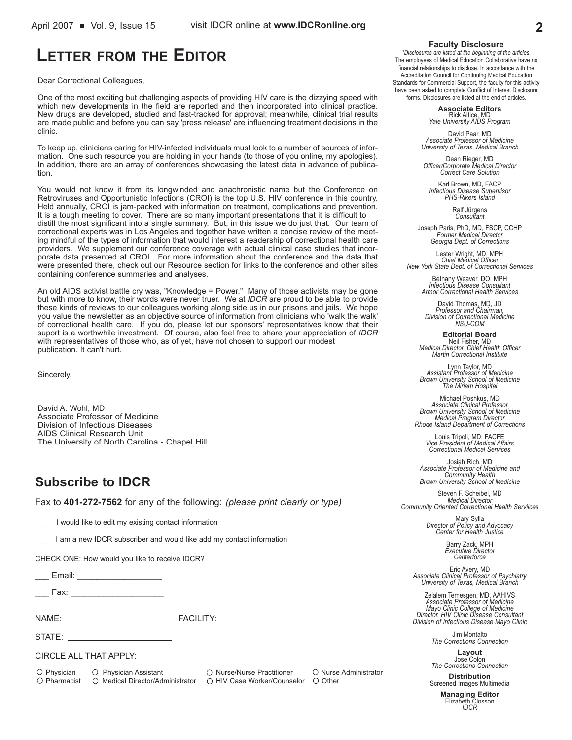# LETTER FROM THE EDITOR

Dear Correctional Colleagues,

One of the most exciting but challenging aspects of providing HIV care is the dizzying speed with which new developments in the field are reported and then incorporated into clinical practice. New drugs are developed, studied and fast-tracked for approval; meanwhile, clinical trial results are made public and before you can say 'press release' are influencing treatment decisions in the clinic.

To keep up, clinicians caring for HIV-infected individuals must look to a number of sources of information. One such resource you are holding in your hands (to those of you online, my apologies). In addition, there are an array of conferences showcasing the latest data in advance of publication.

You would not know it from its longwinded and anachronistic name but the Conference on Retroviruses and Opportunistic Infections (CROI) is the top U.S. HIV conference in this country. Held annually, CROI is jam-packed with information on treatment, complications and prevention. It is a tough meeting to cover. There are so many important presentations that it is difficult to distill the most significant into a single summary. But, in this issue we do just that. Our team of correctional experts was in Los Angeles and together have written a concise review of the meeting mindful of the types of information that would interest a readership of correctional health care providers. We supplement our conference coverage with actual clinical case studies that incorporate data presented at CROI. For more information about the conference and the data that were presented there, check out our Resource section for links to the conference and other sites containing conference summaries and analyses.

An old AIDS activist battle cry was, "Knowledge = Power." Many of those activists may be gone but with more to know, their words were never truer. We at *IDCR* are proud to be able to provide these kinds of reviews to our colleagues working along side us in our prisons and jails. We hope you value the newsletter as an objective source of information from clinicians who 'walk the walk' of correctional health care. If you do, please let our sponsors' representatives know that their suport is a worthwhile investment. Of course, also feel free to share your appreciation of *IDCR* with representatives of those who, as of yet, have not chosen to support our modest publication. It can't hurt.

Sincerely,

David A. Wohl, MD
Associate Professor of Medicine
Division of Infectious Diseases
AIDS Clinical Research Unit
The University of North Carolina - Chapel Hill

## Subscribe to IDCR

Fax to **401-272-7562** for any of the following: *(please print clearly or type)*

____ I would like to edit my existing contact information

____ I am a new IDCR subscriber and would like add my contact information

CHECK ONE: How would you like to receive IDCR?

___ Email: __________________

___ Fax: ____________________

NAME: ______________________ FACILITY: ______________________________________

STATE: ______________________

CIRCLE ALL THAT APPLY:

○ Physician ○ Physician Assistant ○ Nurse/Nurse Practitioner ○ Nurse Administrator
○ Pharmacist ○ Medical Director/Administrator ○ HIV Case Worker/Counselor ○ Other

**Faculty Disclosure**

*\*Disclosures are listed at the beginning of the articles.*
The employees of Medical Education Collaborative have no financial relationships to disclose. In accordance with the Accreditation Council for Continuing Medical Education Standards for Commercial Support, the faculty for this activity have been asked to complete Conflict of Interest Disclosure forms. Disclosures are listed at the end of articles.

**Associate Editors**

Rick Altice, MD
*Yale University AIDS Program*

David Paar, MD
*Associate Professor of Medicine*
*University of Texas, Medical Branch*

Dean Rieger, MD
*Officer/Corporate Medical Director*
*Correct Care Solution*

Karl Brown, MD, FACP
*Infectious Disease Supervisor*
*PHS-Rikers Island*

Ralf Jürgens
*Consultant*

Joseph Paris, PhD, MD, FSCP, CCHP
*Former Medical Director*
*Georgia Dept. of Corrections*

Lester Wright, MD, MPH
*Chief Medical Officer*
*New York State Dept. of Correctional Services*

Bethany Weaver, DO, MPH
*Infectious Disease Consultant*
*Armor Correctional Health Services*

David Thomas, MD, JD
*Professor and Chairman,*
*Division of Correctional Medicine*
*NSU-COM*

**Editorial Board**

Neil Fisher, MD
*Medical Director, Chief Health Officer*
*Martin Correctional Institute*

Lynn Taylor, MD
*Assistant Professor of Medicine*
*Brown University School of Medicine*
*The Miriam Hospital*

Michael Poshkus, MD
*Associate Clinical Professor*
*Brown University School of Medicine*
*Medical Program Director*
*Rhode Island Department of Corrections*

Louis Tripoli, MD, FACFE
*Vice President of Medical Affairs*
*Correctional Medical Services*

Josiah Rich, MD
*Associate Professor of Medicine and Community Health*
*Brown University School of Medicine*

Steven F. Scheibel, MD
*Medical Director*
*Community Oriented Correctional Health Serviices*

Mary Sylla
*Director of Policy and Advocacy*
*Center for Health Justice*

Barry Zack, MPH
*Executive Director*
*Centerforce*

Eric Avery, MD
*Associate Clinical Professor of Psychiatry*
*University of Texas, Medical Branch*

Zelalem Temesgen, MD, AAHIVS
*Associate Professor of Medicine*
*Mayo Clinic College of Medicine*
*Director, HIV Clinic Disease Consultant*
*Division of Infectious Disease Mayo Clinic*

Jim Montalto
*The Corrections Connection*

**Layout**

Jose Colon
*The Corrections Connection*

**Distribution**

Screened Images Multimedia

**Managing Editor**

Elizabeth Closson
*IDCR*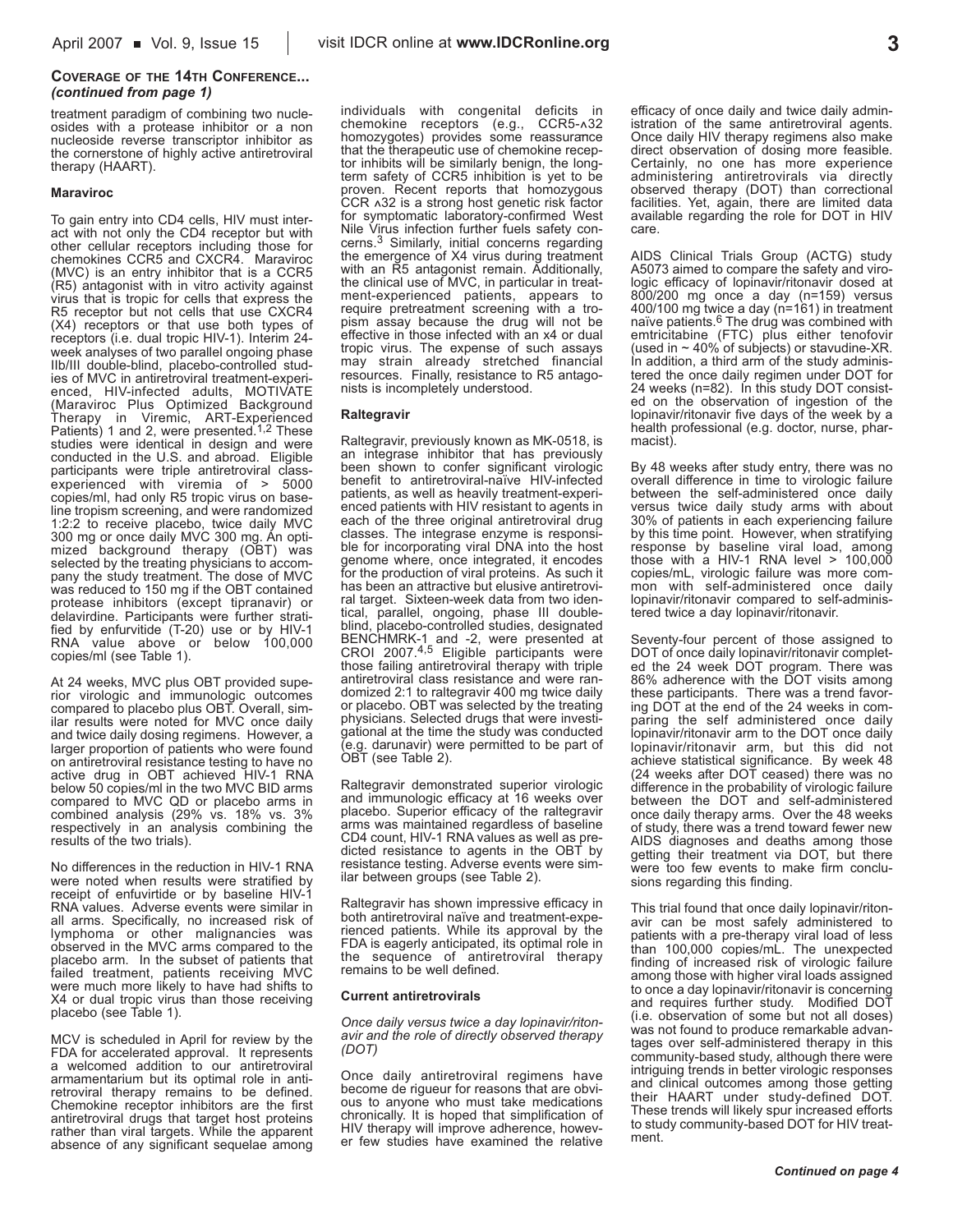**COVERAGE OF THE 14TH CONFERENCE...** ***(continued from page 1)***

treatment paradigm of combining two nucleosides with a protease inhibitor or a non nucleoside reverse transcriptor inhibitor as the cornerstone of highly active antiretroviral therapy (HAART).

#### Maraviroc

To gain entry into CD4 cells, HIV must interact with not only the CD4 receptor but with other cellular receptors including those for chemokines CCR5 and CXCR4. Maraviroc (MVC) is an entry inhibitor that is a CCR5 (R5) antagonist with in vitro activity against virus that is tropic for cells that express the R5 receptor but not cells that use CXCR4 (X4) receptors or that use both types of receptors (i.e. dual tropic HIV-1). Interim 24-week analyses of two parallel ongoing phase IIb/III double-blind, placebo-controlled studies of MVC in antiretroviral treatment-experienced, HIV-infected adults, MOTIVATE (Maraviroc Plus Optimized Background Therapy in Viremic, ART-Experienced Patients) 1 and 2, were presented.[1,2] These studies were identical in design and were conducted in the U.S. and abroad. Eligible participants were triple antiretroviral class-experienced with viremia of > 5000 copies/ml, had only R5 tropic virus on baseline tropism screening, and were randomized 1:2:2 to receive placebo, twice daily MVC 300 mg or once daily MVC 300 mg. An optimized background therapy (OBT) was selected by the treating physicians to accompany the study treatment. The dose of MVC was reduced to 150 mg if the OBT contained protease inhibitors (except tipranavir) or delavirdine. Participants were further stratified by enfurvitide (T-20) use or by HIV-1 RNA value above or below 100,000 copies/ml (see Table 1).

At 24 weeks, MVC plus OBT provided superior virologic and immunologic outcomes compared to placebo plus OBT. Overall, similar results were noted for MVC once daily and twice daily dosing regimens. However, a larger proportion of patients who were found on antiretroviral resistance testing to have no active drug in OBT achieved HIV-1 RNA below 50 copies/ml in the two MVC BID arms compared to MVC QD or placebo arms in combined analysis (29% vs. 18% vs. 3% respectively in an analysis combining the results of the two trials).

No differences in the reduction in HIV-1 RNA were noted when results were stratified by receipt of enfuvirtide or by baseline HIV-1 RNA values. Adverse events were similar in all arms. Specifically, no increased risk of lymphoma or other malignancies was observed in the MVC arms compared to the placebo arm. In the subset of patients that failed treatment, patients receiving MVC were much more likely to have had shifts to X4 or dual tropic virus than those receiving placebo (see Table 1).

MCV is scheduled in April for review by the FDA for accelerated approval. It represents a welcomed addition to our antiretroviral armamentarium but its optimal role in antiretroviral therapy remains to be defined. Chemokine receptor inhibitors are the first antiretroviral drugs that target host proteins rather than viral targets. While the apparent absence of any significant sequelae among individuals with congenital deficits in chemokine receptors (e.g., CCR5-∆32 homozygotes) provides some reassurance that the therapeutic use of chemokine receptor inhibits will be similarly benign, the long-term safety of CCR5 inhibition is yet to be proven. Recent reports that homozygous CCR ∆32 is a strong host genetic risk factor for symptomatic laboratory-confirmed West Nile Virus infection further fuels safety concerns.[3] Similarly, initial concerns regarding the emergence of X4 virus during treatment with an R5 antagonist remain. Additionally, the clinical use of MVC, in particular in treatment-experienced patients, appears to require pretreatment screening with a tropism assay because the drug will not be effective in those infected with an x4 or dual tropic virus. The expense of such assays may strain already stretched financial resources. Finally, resistance to R5 antagonists is incompletely understood.

#### Raltegravir

Raltegravir, previously known as MK-0518, is an integrase inhibitor that has previously been shown to confer significant virologic benefit to antiretroviral-naïve HIV-infected patients, as well as heavily treatment-experienced patients with HIV resistant to agents in each of the three original antiretroviral drug classes. The integrase enzyme is responsible for incorporating viral DNA into the host genome where, once integrated, it encodes for the production of viral proteins. As such it has been an attractive but elusive antiretroviral target. Sixteen-week data from two identical, parallel, ongoing, phase III double-blind, placebo-controlled studies, designated BENCHMRK-1 and -2, were presented at CROI 2007.[4,5] Eligible participants were those failing antiretroviral therapy with triple antiretroviral class resistance and were randomized 2:1 to raltegravir 400 mg twice daily or placebo. OBT was selected by the treating physicians. Selected drugs that were investigational at the time the study was conducted (e.g. darunavir) were permitted to be part of OBT (see Table 2).

Raltegravir demonstrated superior virologic and immunologic efficacy at 16 weeks over placebo. Superior efficacy of the raltegravir arms was maintained regardless of baseline CD4 count, HIV-1 RNA values as well as predicted resistance to agents in the OBT by resistance testing. Adverse events were similar between groups (see Table 2).

Raltegravir has shown impressive efficacy in both antiretroviral naïve and treatment-experienced patients. While its approval by the FDA is eagerly anticipated, its optimal role in the sequence of antiretroviral therapy remains to be well defined.

#### Current antiretrovirals

*Once daily versus twice a day lopinavir/ritonavir and the role of directly observed therapy (DOT)*

Once daily antiretroviral regimens have become de rigueur for reasons that are obvious to anyone who must take medications chronically. It is hoped that simplification of HIV therapy will improve adherence, however few studies have examined the relative efficacy of once daily and twice daily administration of the same antiretroviral agents. Once daily HIV therapy regimens also make direct observation of dosing more feasible. Certainly, no one has more experience administering antiretrovirals via directly observed therapy (DOT) than correctional facilities. Yet, again, there are limited data available regarding the role for DOT in HIV care.

AIDS Clinical Trials Group (ACTG) study A5073 aimed to compare the safety and virologic efficacy of lopinavir/ritonavir dosed at 800/200 mg once a day (n=159) versus 400/100 mg twice a day (n=161) in treatment naïve patients.[6] The drug was combined with emtricitabine (FTC) plus either tenofovir (used in ~ 40% of subjects) or stavudine-XR. In addition, a third arm of the study administered the once daily regimen under DOT for 24 weeks (n=82). In this study DOT consisted on the observation of ingestion of the lopinavir/ritonavir five days of the week by a health professional (e.g. doctor, nurse, pharmacist).

By 48 weeks after study entry, there was no overall difference in time to virologic failure between the self-administered once daily versus twice daily study arms with about 30% of patients in each experiencing failure by this time point. However, when stratifying response by baseline viral load, among those with a HIV-1 RNA level > 100,000 copies/mL, virologic failure was more common with self-administered once daily lopinavir/ritonavir compared to self-administered twice a day lopinavir/ritonavir.

Seventy-four percent of those assigned to DOT of once daily lopinavir/ritonavir completed the 24 week DOT program. There was 86% adherence with the DOT visits among these participants. There was a trend favoring DOT at the end of the 24 weeks in comparing the self administered once daily lopinavir/ritonavir arm to the DOT once daily lopinavir/ritonavir arm, but this did not achieve statistical significance. By week 48 (24 weeks after DOT ceased) there was no difference in the probability of virologic failure between the DOT and self-administered once daily therapy arms. Over the 48 weeks of study, there was a trend toward fewer new AIDS diagnoses and deaths among those getting their treatment via DOT, but there were too few events to make firm conclusions regarding this finding.

This trial found that once daily lopinavir/ritonavir can be most safely administered to patients with a pre-therapy viral load of less than 100,000 copies/mL. The unexpected finding of increased risk of virologic failure among those with higher viral loads assigned to once a day lopinavir/ritonavir is concerning and requires further study. Modified DOT (i.e. observation of some but not all doses) was not found to produce remarkable advantages over self-administered therapy in this community-based study, although there were intriguing trends in better virologic responses and clinical outcomes among those getting their HAART under study-defined DOT. These trends will likely spur increased efforts to study community-based DOT for HIV treatment.

***Continued on page 4***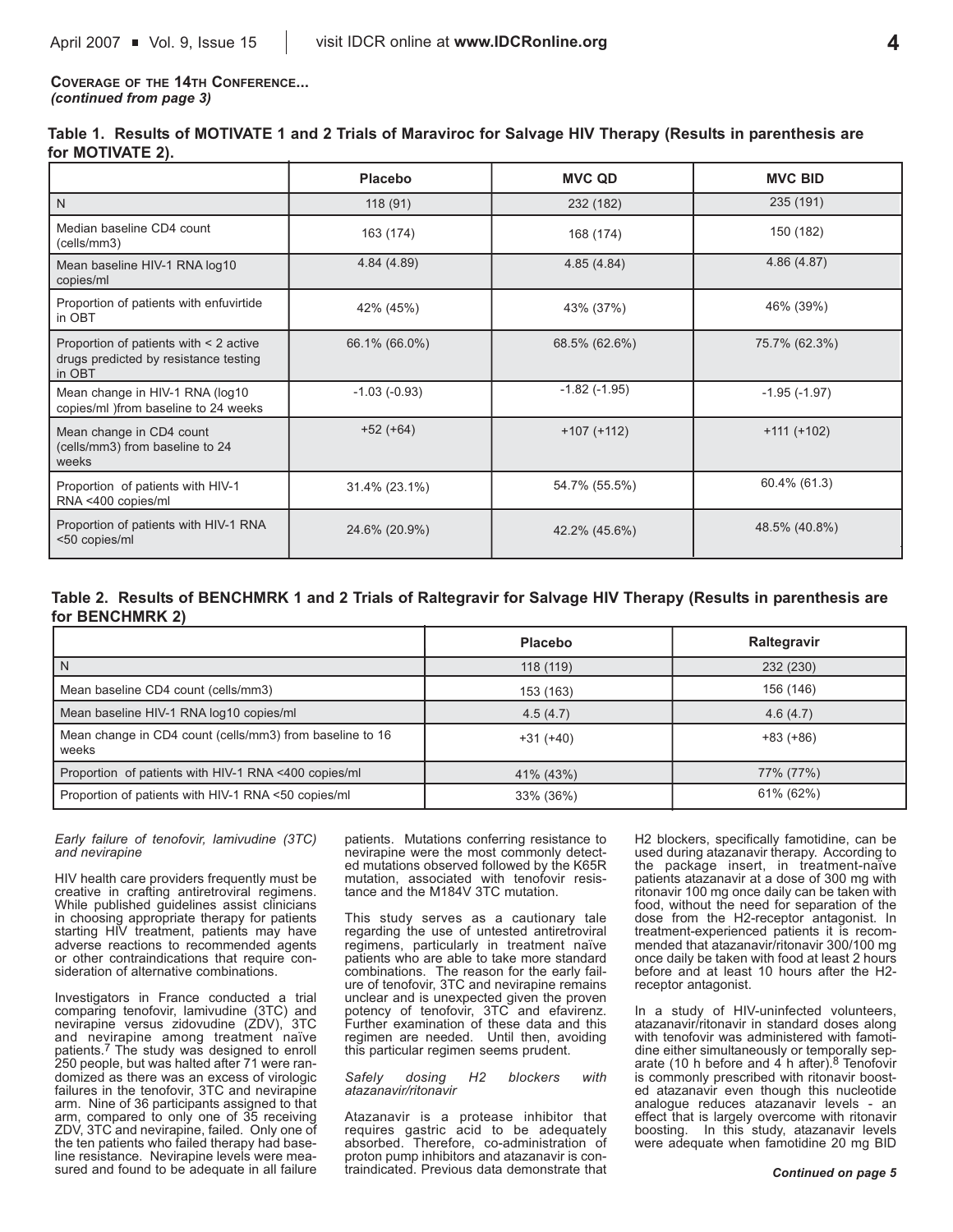**Coverage of the 14th Conference...**
***(continued from page 3)***

**Table 1. Results of MOTIVATE 1 and 2 Trials of Maraviroc for Salvage HIV Therapy (Results in parenthesis are for MOTIVATE 2).**

| | Placebo | MVC QD | MVC BID |
|---|---|---|---|
| N | 118 (91) | 232 (182) | 235 (191) |
| Median baseline CD4 count (cells/mm3) | 163 (174) | 168 (174) | 150 (182) |
| Mean baseline HIV-1 RNA log10 copies/ml | 4.84 (4.89) | 4.85 (4.84) | 4.86 (4.87) |
| Proportion of patients with enfuvirtide in OBT | 42% (45%) | 43% (37%) | 46% (39%) |
| Proportion of patients with < 2 active drugs predicted by resistance testing in OBT | 66.1% (66.0%) | 68.5% (62.6%) | 75.7% (62.3%) |
| Mean change in HIV-1 RNA (log10 copies/ml )from baseline to 24 weeks | -1.03 (-0.93) | -1.82 (-1.95) | -1.95 (-1.97) |
| Mean change in CD4 count (cells/mm3) from baseline to 24 weeks | +52 (+64) | +107 (+112) | +111 (+102) |
| Proportion of patients with HIV-1 RNA <400 copies/ml | 31.4% (23.1%) | 54.7% (55.5%) | 60.4% (61.3) |
| Proportion of patients with HIV-1 RNA <50 copies/ml | 24.6% (20.9%) | 42.2% (45.6%) | 48.5% (40.8%) |

**Table 2. Results of BENCHMRK 1 and 2 Trials of Raltegravir for Salvage HIV Therapy (Results in parenthesis are for BENCHMRK 2)**

| | Placebo | Raltegravir |
|---|---|---|
| N | 118 (119) | 232 (230) |
| Mean baseline CD4 count (cells/mm3) | 153 (163) | 156 (146) |
| Mean baseline HIV-1 RNA log10 copies/ml | 4.5 (4.7) | 4.6 (4.7) |
| Mean change in CD4 count (cells/mm3) from baseline to 16 weeks | +31 (+40) | +83 (+86) |
| Proportion of patients with HIV-1 RNA <400 copies/ml | 41% (43%) | 77% (77%) |
| Proportion of patients with HIV-1 RNA <50 copies/ml | 33% (36%) | 61% (62%) |

*Early failure of tenofovir, lamivudine (3TC) and nevirapine*

HIV health care providers frequently must be creative in crafting antiretroviral regimens. While published guidelines assist clinicians in choosing appropriate therapy for patients starting HIV treatment, patients may have adverse reactions to recommended agents or other contraindications that require consideration of alternative combinations.

Investigators in France conducted a trial comparing tenofovir, lamivudine (3TC) and nevirapine versus zidovudine (ZDV), 3TC and nevirapine among treatment naïve patients.[7] The study was designed to enroll 250 people, but was halted after 71 were randomized as there was an excess of virologic failures in the tenofovir, 3TC and nevirapine arm. Nine of 36 participants assigned to that arm, compared to only one of 35 receiving ZDV, 3TC and nevirapine, failed. Only one of the ten patients who failed therapy had baseline resistance. Nevirapine levels were measured and found to be adequate in all failure patients. Mutations conferring resistance to nevirapine were the most commonly detected mutations observed followed by the K65R mutation, associated with tenofovir resistance and the M184V 3TC mutation.

This study serves as a cautionary tale regarding the use of untested antiretroviral regimens, particularly in treatment naïve patients who are able to take more standard combinations. The reason for the early failure of tenofovir, 3TC and nevirapine remains unclear and is unexpected given the proven potency of tenofovir, 3TC and efavirenz. Further examination of these data and this regimen are needed. Until then, avoiding this particular regimen seems prudent.

*Safely dosing H2 blockers with atazanavir/ritonavir*

Atazanavir is a protease inhibitor that requires gastric acid to be adequately absorbed. Therefore, co-administration of proton pump inhibitors and atazanavir is contraindicated. Previous data demonstrate that H2 blockers, specifically famotidine, can be used during atazanavir therapy. According to the package insert, in treatment-naïve patients atazanavir at a dose of 300 mg with ritonavir 100 mg once daily can be taken with food, without the need for separation of the dose from the H2-receptor antagonist. In treatment-experienced patients it is recommended that atazanavir/ritonavir 300/100 mg once daily be taken with food at least 2 hours before and at least 10 hours after the H2-receptor antagonist.

In a study of HIV-uninfected volunteers, atazanavir/ritonavir in standard doses along with tenofovir was administered with famotidine either simultaneously or temporally separate (10 h before and 4 h after).[8] Tenofovir is commonly prescribed with ritonavir boosted atazanavir even though this nucleotide analogue reduces atazanavir levels - an effect that is largely overcome with ritonavir boosting. In this study, atazanavir levels were adequate when famotidine 20 mg BID

***Continued on page 5***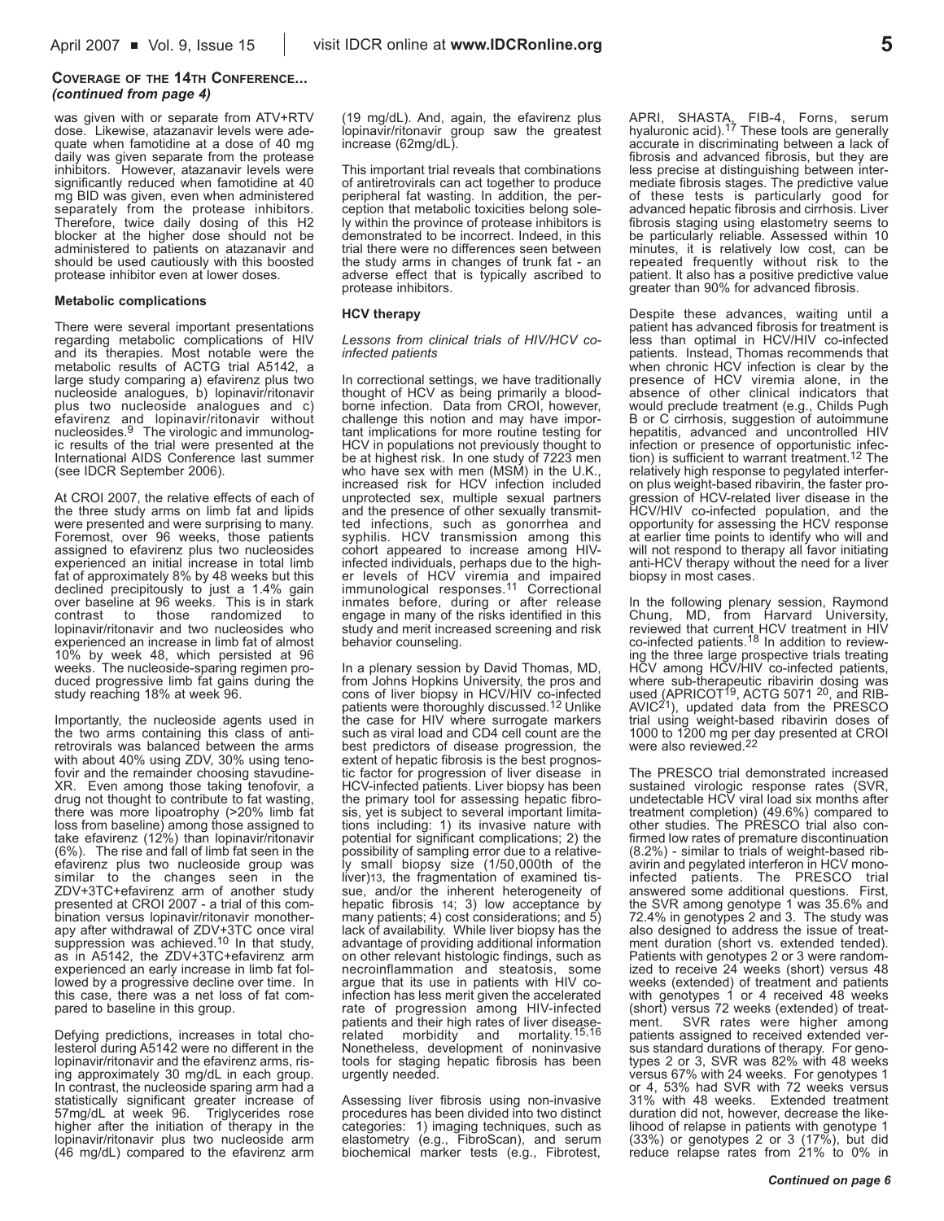**COVERAGE OF THE 14TH CONFERENCE...**
***(continued from page 4)***

was given with or separate from ATV+RTV dose. Likewise, atazanavir levels were adequate when famotidine at a dose of 40 mg daily was given separate from the protease inhibitors. However, atazanavir levels were significantly reduced when famotidine at 40 mg BID was given, even when administered separately from the protease inhibitors. Therefore, twice daily dosing of this H2 blocker at the higher dose should not be administered to patients on atazanavir and should be used cautiously with this boosted protease inhibitor even at lower doses.

**Metabolic complications**

There were several important presentations regarding metabolic complications of HIV and its therapies. Most notable were the metabolic results of ACTG trial A5142, a large study comparing a) efavirenz plus two nucleoside analogues, b) lopinavir/ritonavir plus two nucleoside analogues and c) efavirenz and lopinavir/ritonavir without nucleosides.[9] The virologic and immunologic results of the trial were presented at the International AIDS Conference last summer (see IDCR September 2006).

At CROI 2007, the relative effects of each of the three study arms on limb fat and lipids were presented and were surprising to many. Foremost, over 96 weeks, those patients assigned to efavirenz plus two nucleosides experienced an initial increase in total limb fat of approximately 8% by 48 weeks but this declined precipitously to just a 1.4% gain over baseline at 96 weeks. This is in stark contrast to those randomized to lopinavir/ritonavir and two nucleosides who experienced an increase in limb fat of almost 10% by week 48, which persisted at 96 weeks. The nucleoside-sparing regimen produced progressive limb fat gains during the study reaching 18% at week 96.

Importantly, the nucleoside agents used in the two arms containing this class of antiretrovirals was balanced between the arms with about 40% using ZDV, 30% using tenofovir and the remainder choosing stavudine-XR. Even among those taking tenofovir, a drug not thought to contribute to fat wasting, there was more lipoatrophy (>20% limb fat loss from baseline) among those assigned to take efavirenz (12%) than lopinavir/ritonavir (6%). The rise and fall of limb fat seen in the efavirenz plus two nucleoside group was similar to the changes seen in the ZDV+3TC+efavirenz arm of another study presented at CROI 2007 - a trial of this combination versus lopinavir/ritonavir monotherapy after withdrawal of ZDV+3TC once viral suppression was achieved.[10] In that study, as in A5142, the ZDV+3TC+efavirenz arm experienced an early increase in limb fat followed by a progressive decline over time. In this case, there was a net loss of fat compared to baseline in this group.

Defying predictions, increases in total cholesterol during A5142 were no different in the lopinavir/ritonavir and the efavirenz arms, rising approximately 30 mg/dL in each group. In contrast, the nucleoside sparing arm had a statistically significant greater increase of 57mg/dL at week 96. Triglycerides rose higher after the initiation of therapy in the lopinavir/ritonavir plus two nucleoside arm (46 mg/dL) compared to the efavirenz arm (19 mg/dL). And, again, the efavirenz plus lopinavir/ritonavir group saw the greatest increase (62mg/dL).

This important trial reveals that combinations of antiretrovirals can act together to produce peripheral fat wasting. In addition, the perception that metabolic toxicities belong solely within the province of protease inhibitors is demonstrated to be incorrect. Indeed, in this trial there were no differences seen between the study arms in changes of trunk fat - an adverse effect that is typically ascribed to protease inhibitors.

**HCV therapy**

*Lessons from clinical trials of HIV/HCV co-infected patients*

In correctional settings, we have traditionally thought of HCV as being primarily a blood-borne infection. Data from CROI, however, challenge this notion and may have important implications for more routine testing for HCV in populations not previously thought to be at highest risk. In one study of 7223 men who have sex with men (MSM) in the U.K., increased risk for HCV infection included unprotected sex, multiple sexual partners and the presence of other sexually transmitted infections, such as gonorrhea and syphilis. HCV transmission among this cohort appeared to increase among HIV-infected individuals, perhaps due to the higher levels of HCV viremia and impaired immunological responses.[11] Correctional inmates before, during or after release engage in many of the risks identified in this study and merit increased screening and risk behavior counseling.

In a plenary session by David Thomas, MD, from Johns Hopkins University, the pros and cons of liver biopsy in HCV/HIV co-infected patients were thoroughly discussed.[12] Unlike the case for HIV where surrogate markers such as viral load and CD4 cell count are the best predictors of disease progression, the extent of hepatic fibrosis is the best prognostic factor for progression of liver disease in HCV-infected patients. Liver biopsy has been the primary tool for assessing hepatic fibrosis, yet is subject to several important limitations including: 1) its invasive nature with potential for significant complications; 2) the possibility of sampling error due to a relatively small biopsy size (1/50,000th of the liver)[13], the fragmentation of examined tissue, and/or the inherent heterogeneity of hepatic fibrosis [14]; 3) low acceptance by many patients; 4) cost considerations; and 5) lack of availability. While liver biopsy has the advantage of providing additional information on other relevant histologic findings, such as necroinflammation and steatosis, some argue that its use in patients with HIV co-infection has less merit given the accelerated rate of progression among HIV-infected patients and their high rates of liver disease-related morbidity and mortality.[15,16] Nonetheless, development of noninvasive tools for staging hepatic fibrosis has been urgently needed.

Assessing liver fibrosis using non-invasive procedures has been divided into two distinct categories: 1) imaging techniques, such as elastometry (e.g., FibroScan), and serum biochemical marker tests (e.g., Fibrotest, APRI, SHASTA, FIB-4, Forns, serum hyaluronic acid).[17] These tools are generally accurate in discriminating between a lack of fibrosis and advanced fibrosis, but they are less precise at distinguishing between intermediate fibrosis stages. The predictive value of these tests is particularly good for advanced hepatic fibrosis and cirrhosis. Liver fibrosis staging using elastometry seems to be particularly reliable. Assessed within 10 minutes, it is relatively low cost, can be repeated frequently without risk to the patient. It also has a positive predictive value greater than 90% for advanced fibrosis.

Despite these advances, waiting until a patient has advanced fibrosis for treatment is less than optimal in HCV/HIV co-infected patients. Instead, Thomas recommends that when chronic HCV infection is clear by the presence of HCV viremia alone, in the absence of other clinical indicators that would preclude treatment (e.g., Childs Pugh B or C cirrhosis, suggestion of autoimmune hepatitis, advanced and uncontrolled HIV infection or presence of opportunistic infection) is sufficient to warrant treatment.[12] The relatively high response to pegylated interferon plus weight-based ribavirin, the faster progression of HCV-related liver disease in the HCV/HIV co-infected population, and the opportunity for assessing the HCV response at earlier time points to identify who will and will not respond to therapy all favor initiating anti-HCV therapy without the need for a liver biopsy in most cases.

In the following plenary session, Raymond Chung, MD, from Harvard University, reviewed that current HCV treatment in HIV co-infected patients.[18] In addition to reviewing the three large prospective trials treating HCV among HCV/HIV co-infected patients, where sub-therapeutic ribavirin dosing was used (APRICOT[19], ACTG 5071 [20], and RIBAVIC[21]), updated data from the PRESCO trial using weight-based ribavirin doses of 1000 to 1200 mg per day presented at CROI were also reviewed.[22]

The PRESCO trial demonstrated increased sustained virologic response rates (SVR, undetectable HCV viral load six months after treatment completion) (49.6%) compared to other studies. The PRESCO trial also confirmed low rates of premature discontinuation (8.2%) - similar to trials of weight-based ribavirin and pegylated interferon in HCV mono-infected patients. The PRESCO trial answered some additional questions. First, the SVR among genotype 1 was 35.6% and 72.4% in genotypes 2 and 3. The study was also designed to address the issue of treatment duration (short vs. extended tended). Patients with genotypes 2 or 3 were randomized to receive 24 weeks (short) versus 48 weeks (extended) of treatment and patients with genotypes 1 or 4 received 48 weeks (short) versus 72 weeks (extended) of treatment. SVR rates were higher among patients assigned to received extended versus standard durations of therapy. For genotypes 2 or 3, SVR was 82% with 48 weeks versus 67% with 24 weeks. For genotypes 1 or 4, 53% had SVR with 72 weeks versus 31% with 48 weeks. Extended treatment duration did not, however, decrease the likelihood of relapse in patients with genotype 1 (33%) or genotypes 2 or 3 (17%), but did reduce relapse rates from 21% to 0% in

***Continued on page 6***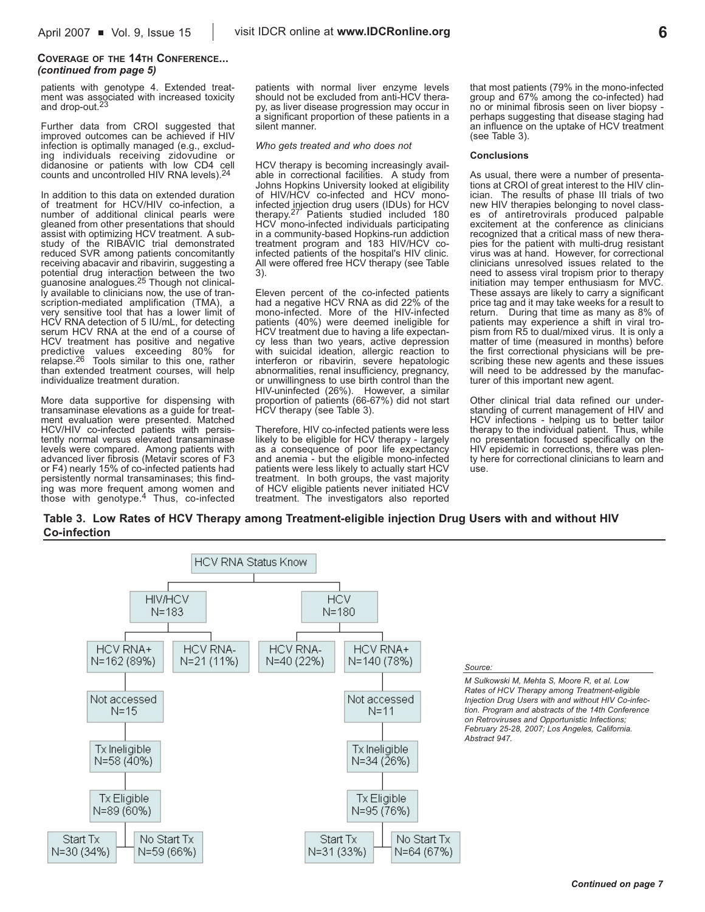**COVERAGE OF THE 14TH CONFERENCE...**
*(continued from page 5)*

patients with genotype 4. Extended treatment was associated with increased toxicity and drop-out.[23]

Further data from CROI suggested that improved outcomes can be achieved if HIV infection is optimally managed (e.g., excluding individuals receiving zidovudine or didanosine or patients with low CD4 cell counts and uncontrolled HIV RNA levels).[24]

In addition to this data on extended duration of treatment for HCV/HIV co-infection, a number of additional clinical pearls were gleaned from other presentations that should assist with optimizing HCV treatment. A substudy of the RIBAVIC trial demonstrated reduced SVR among patients concomitantly receiving abacavir and ribavirin, suggesting a potential drug interaction between the two guanosine analogues.[25] Though not clinically available to clinicians now, the use of transcription-mediated amplification (TMA), a very sensitive tool that has a lower limit of HCV RNA detection of 5 IU/mL, for detecting serum HCV RNA at the end of a course of HCV treatment has positive and negative predictive values exceeding 80% for relapse.[26] Tools similar to this one, rather than extended treatment courses, will help individualize treatment duration.

More data supportive for dispensing with transaminase elevations as a guide for treatment evaluation were presented. Matched HCV/HIV co-infected patients with persistently normal versus elevated transaminase levels were compared. Among patients with advanced liver fibrosis (Metavir scores of F3 or F4) nearly 15% of co-infected patients had persistently normal transaminases; this finding was more frequent among women and those with genotype.[4] Thus, co-infected patients with normal liver enzyme levels should not be excluded from anti-HCV therapy, as liver disease progression may occur in a significant proportion of these patients in a silent manner.

*Who gets treated and who does not*

HCV therapy is becoming increasingly available in correctional facilities. A study from Johns Hopkins University looked at eligibility of HIV/HCV co-infected and HCV mono-infected injection drug users (IDUs) for HCV therapy.[27] Patients studied included 180 HCV mono-infected individuals participating in a community-based Hopkins-run addiction treatment program and 183 HIV/HCV co-infected patients of the hospital's HIV clinic. All were offered free HCV therapy (see Table 3).

Eleven percent of the co-infected patients had a negative HCV RNA as did 22% of the mono-infected patients. More of the HIV-infected patients (40%) were deemed ineligible for HCV treatment due to having a life expectancy less than two years, active depression with suicidal ideation, allergic reaction to interferon or ribavirin, severe hepatologic abnormalities, renal insufficiency, pregnancy, or unwillingness to use birth control than the HIV-uninfected (26%). However, a similar proportion of patients (66-67%) did not start HCV therapy (see Table 3).

Therefore, HIV co-infected patients were less likely to be eligible for HCV therapy - largely as a consequence of poor life expectancy and anemia - but the eligible mono-infected patients were less likely to actually start HCV treatment. In both groups, the vast majority of HCV eligible patients never initiated HCV treatment. The investigators also reported that most patients (79% in the mono-infected group and 67% among the co-infected) had no or minimal fibrosis seen on liver biopsy - perhaps suggesting that disease staging had an influence on the uptake of HCV treatment (see Table 3).

**Conclusions**

As usual, there were a number of presentations at CROI of great interest to the HIV clinician. The results of phase III trials of two new HIV therapies belonging to novel classes of antiretrovirals produced palpable excitement at the conference as clinicians recognized that a critical mass of new therapies for the patient with multi-drug resistant virus was at hand. However, for correctional clinicians unresolved issues related to the need to assess viral tropism prior to therapy initiation may temper enthusiasm for MVC. These assays are likely to carry a significant price tag and it may take weeks for a result to return. During that time as many as 8% of patients may experience a shift in viral tropism from R5 to dual/mixed virus. It is only a matter of time (measured in months) before the first correctional physicians will be prescribing these new agents and these issues will need to be addressed by the manufacturer of this important new agent.

Other clinical trial data refined our understanding of current management of HIV and HCV infections - helping us to better tailor therapy to the individual patient. Thus, while no presentation focused specifically on the HIV epidemic in corrections, there was plenty here for correctional clinicians to learn and use.

**Table 3. Low Rates of HCV Therapy among Treatment-eligible injection Drug Users with and without HIV Co-infection**

HCV RNA Status Know

| | HIV/HCV N=183 | HCV N=180 |
|---|---|---|
| HCV RNA+ | N=162 (89%) | N=140 (78%) |
| HCV RNA- | N=21 (11%) | N=40 (22%) |
| Not accessed | N=15 | N=11 |
| Tx Ineligible | N=58 (40%) | N=34 (26%) |
| Tx Eligible | N=89 (60%) | N=95 (76%) |
| Start Tx | N=30 (34%) | N=31 (33%) |
| No Start Tx | N=59 (66%) | N=64 (67%) |

*Source:*

*M Sulkowski M, Mehta S, Moore R, et al. Low Rates of HCV Therapy among Treatment-eligible Injection Drug Users with and without HIV Co-infection. Program and abstracts of the 14th Conference on Retroviruses and Opportunistic Infections; February 25-28, 2007; Los Angeles, California. Abstract 947.*

***Continued on page 7***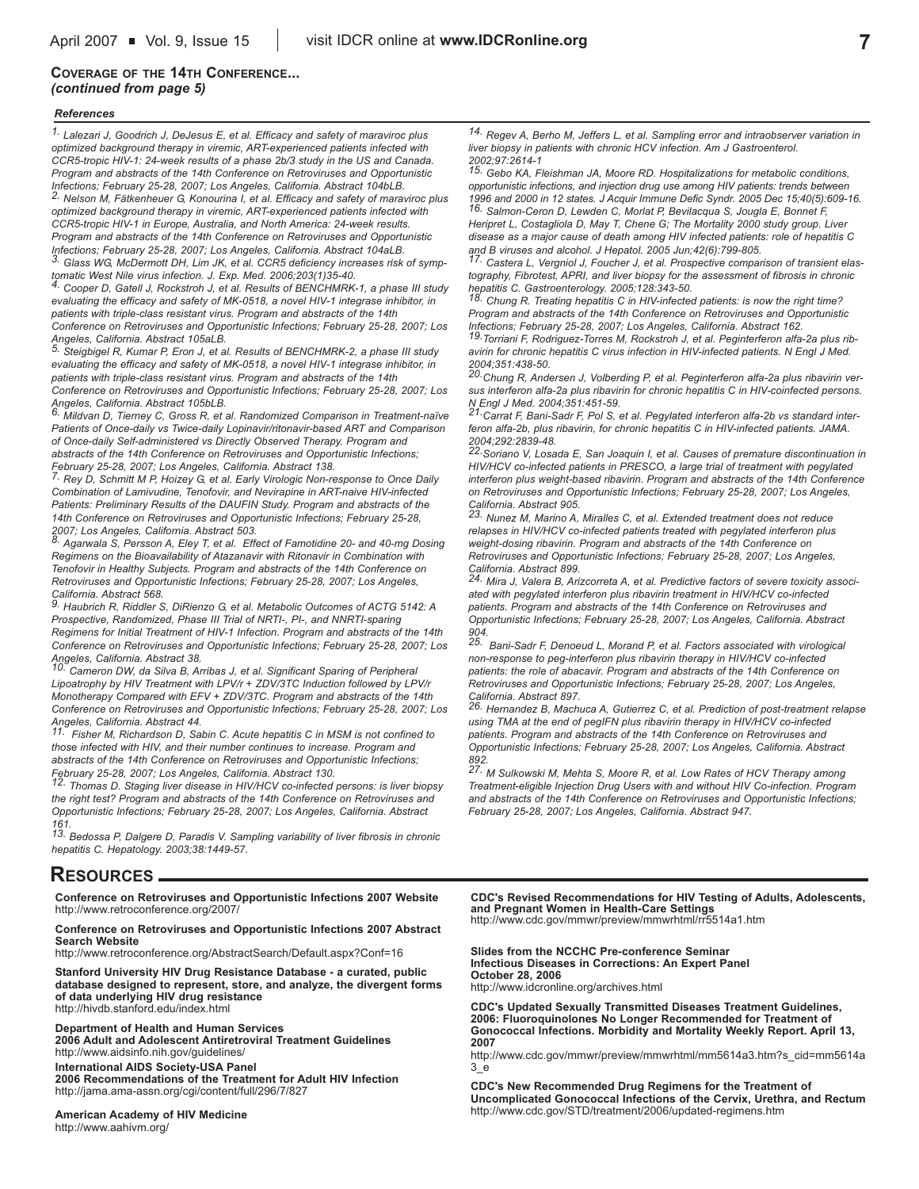**Coverage of the 14th Conference...**
***(continued from page 5)***

***References***

*1. Lalezari J, Goodrich J, DeJesus E, et al. Efficacy and safety of maraviroc plus optimized background therapy in viremic, ART-experienced patients infected with CCR5-tropic HIV-1: 24-week results of a phase 2b/3 study in the US and Canada. Program and abstracts of the 14th Conference on Retroviruses and Opportunistic Infections; February 25-28, 2007; Los Angeles, California. Abstract 104bLB.*

*2. Nelson M, Fätkenheuer G, Konourina I, et al. Efficacy and safety of maraviroc plus optimized background therapy in viremic, ART-experienced patients infected with CCR5-tropic HIV-1 in Europe, Australia, and North America: 24-week results. Program and abstracts of the 14th Conference on Retroviruses and Opportunistic Infections; February 25-28, 2007; Los Angeles, California. Abstract 104aLB.*

*3. Glass WG, McDermott DH, Lim JK, et al. CCR5 deficiency increases risk of symptomatic West Nile virus infection. J. Exp. Med. 2006;203(1)35-40.*

*4. Cooper D, Gatell J, Rockstroh J, et al. Results of BENCHMRK-1, a phase III study evaluating the efficacy and safety of MK-0518, a novel HIV-1 integrase inhibitor, in patients with triple-class resistant virus. Program and abstracts of the 14th Conference on Retroviruses and Opportunistic Infections; February 25-28, 2007; Los Angeles, California. Abstract 105aLB.*

*5. Steigbigel R, Kumar P, Eron J, et al. Results of BENCHMRK-2, a phase III study evaluating the efficacy and safety of MK-0518, a novel HIV-1 integrase inhibitor, in patients with triple-class resistant virus. Program and abstracts of the 14th Conference on Retroviruses and Opportunistic Infections; February 25-28, 2007; Los Angeles, California. Abstract 105bLB.*

*6. Mildvan D, Tierney C, Gross R, et al. Randomized Comparison in Treatment-naïve Patients of Once-daily vs Twice-daily Lopinavir/ritonavir-based ART and Comparison of Once-daily Self-administered vs Directly Observed Therapy. Program and abstracts of the 14th Conference on Retroviruses and Opportunistic Infections; February 25-28, 2007; Los Angeles, California. Abstract 138.*

*7. Rey D, Schmitt M P, Hoizey G, et al. Early Virologic Non-response to Once Daily Combination of Lamivudine, Tenofovir, and Nevirapine in ART-naive HIV-infected Patients: Preliminary Results of the DAUFIN Study. Program and abstracts of the 14th Conference on Retroviruses and Opportunistic Infections; February 25-28, 2007; Los Angeles, California. Abstract 503.*

*8. Agarwala S, Persson A, Eley T, et al. Effect of Famotidine 20- and 40-mg Dosing Regimens on the Bioavailability of Atazanavir with Ritonavir in Combination with Tenofovir in Healthy Subjects. Program and abstracts of the 14th Conference on Retroviruses and Opportunistic Infections; February 25-28, 2007; Los Angeles, California. Abstract 568.*

*9. Haubrich R, Riddler S, DiRienzo G, et al. Metabolic Outcomes of ACTG 5142: A Prospective, Randomized, Phase III Trial of NRTI-, PI-, and NNRTI-sparing Regimens for Initial Treatment of HIV-1 Infection. Program and abstracts of the 14th Conference on Retroviruses and Opportunistic Infections; February 25-28, 2007; Los Angeles, California. Abstract 38.*

*10. Cameron DW, da Silva B, Arribas J, et al. Significant Sparing of Peripheral Lipoatrophy by HIV Treatment with LPV/r + ZDV/3TC Induction followed by LPV/r Monotherapy Compared with EFV + ZDV/3TC. Program and abstracts of the 14th Conference on Retroviruses and Opportunistic Infections; February 25-28, 2007; Los Angeles, California. Abstract 44.*

*11. Fisher M, Richardson D, Sabin C. Acute hepatitis C in MSM is not confined to those infected with HIV, and their number continues to increase. Program and abstracts of the 14th Conference on Retroviruses and Opportunistic Infections; February 25-28, 2007; Los Angeles, California. Abstract 130.*

*12. Thomas D. Staging liver disease in HIV/HCV co-infected persons: is liver biopsy the right test? Program and abstracts of the 14th Conference on Retroviruses and Opportunistic Infections; February 25-28, 2007; Los Angeles, California. Abstract 161.*

*13. Bedossa P, Dalgere D, Paradis V. Sampling variability of liver fibrosis in chronic hepatitis C. Hepatology. 2003;38:1449-57.*

*14. Regev A, Berho M, Jeffers L, et al. Sampling error and intraobserver variation in liver biopsy in patients with chronic HCV infection. Am J Gastroenterol. 2002;97:2614-1*

*15. Gebo KA, Fleishman JA, Moore RD. Hospitalizations for metabolic conditions, opportunistic infections, and injection drug use among HIV patients: trends between 1996 and 2000 in 12 states. J Acquir Immune Defic Syndr. 2005 Dec 15;40(5):609-16.*

*16. Salmon-Ceron D, Lewden C, Morlat P, Bevilacqua S, Jougla E, Bonnet F, Heripret L, Costagliola D, May T, Chene G; The Mortality 2000 study group. Liver disease as a major cause of death among HIV infected patients: role of hepatitis C and B viruses and alcohol. J Hepatol. 2005 Jun;42(6):799-805.*

*17. Castera L, Vergniol J, Foucher J, et al. Prospective comparison of transient elastography, Fibrotest, APRI, and liver biopsy for the assessment of fibrosis in chronic hepatitis C. Gastroenterology. 2005;128:343-50.*

*18. Chung R. Treating hepatitis C in HIV-infected patients: is now the right time? Program and abstracts of the 14th Conference on Retroviruses and Opportunistic Infections; February 25-28, 2007; Los Angeles, California. Abstract 162.*

*19. Torriani F, Rodriguez-Torres M, Rockstroh J, et al. Peginterferon alfa-2a plus ribavirin for chronic hepatitis C virus infection in HIV-infected patients. N Engl J Med. 2004;351:438-50.*

*20. Chung R, Andersen J, Volberding P, et al. Peginterferon alfa-2a plus ribavirin versus interferon alfa-2a plus ribavirin for chronic hepatitis C in HIV-coinfected persons. N Engl J Med. 2004;351:451-59.*

*21. Carrat F, Bani-Sadr F, Pol S, et al. Pegylated interferon alfa-2b vs standard interferon alfa-2b, plus ribavirin, for chronic hepatitis C in HIV-infected patients. JAMA. 2004;292:2839-48.*

*22. Soriano V, Losada E, San Joaquin I, et al. Causes of premature discontinuation in HIV/HCV co-infected patients in PRESCO, a large trial of treatment with pegylated interferon plus weight-based ribavirin. Program and abstracts of the 14th Conference on Retroviruses and Opportunistic Infections; February 25-28, 2007; Los Angeles, California. Abstract 905.*

*23. Nunez M, Marino A, Miralles C, et al. Extended treatment does not reduce relapses in HIV/HCV co-infected patients treated with pegylated interferon plus weight-dosing ribavirin. Program and abstracts of the 14th Conference on Retroviruses and Opportunistic Infections; February 25-28, 2007; Los Angeles, California. Abstract 899.*

*24. Mira J, Valera B, Arizcorreta A, et al. Predictive factors of severe toxicity associated with pegylated interferon plus ribavirin treatment in HIV/HCV co-infected patients. Program and abstracts of the 14th Conference on Retroviruses and Opportunistic Infections; February 25-28, 2007; Los Angeles, California. Abstract 904.*

*25. Bani-Sadr F, Denoeud L, Morand P, et al. Factors associated with virological non-response to peg-interferon plus ribavirin therapy in HIV/HCV co-infected patients: the role of abacavir. Program and abstracts of the 14th Conference on Retroviruses and Opportunistic Infections; February 25-28, 2007; Los Angeles, California. Abstract 897.*

*26. Hernandez B, Machuca A, Gutierrez C, et al. Prediction of post-treatment relapse using TMA at the end of pegIFN plus ribavirin therapy in HIV/HCV co-infected patients. Program and abstracts of the 14th Conference on Retroviruses and Opportunistic Infections; February 25-28, 2007; Los Angeles, California. Abstract 892.*

*27. M Sulkowski M, Mehta S, Moore R, et al. Low Rates of HCV Therapy among Treatment-eligible Injection Drug Users with and without HIV Co-infection. Program and abstracts of the 14th Conference on Retroviruses and Opportunistic Infections; February 25-28, 2007; Los Angeles, California. Abstract 947.*

## Resources

**Conference on Retroviruses and Opportunistic Infections 2007 Website**
http://www.retroconference.org/2007/

**Conference on Retroviruses and Opportunistic Infections 2007 Abstract Search Website**
http://www.retroconference.org/AbstractSearch/Default.aspx?Conf=16

**Stanford University HIV Drug Resistance Database - a curated, public database designed to represent, store, and analyze, the divergent forms of data underlying HIV drug resistance**
http://hivdb.stanford.edu/index.html

**Department of Health and Human Services**
**2006 Adult and Adolescent Antiretroviral Treatment Guidelines**
http://www.aidsinfo.nih.gov/guidelines/

**International AIDS Society-USA Panel**
**2006 Recommendations of the Treatment for Adult HIV Infection**
http://jama.ama-assn.org/cgi/content/full/296/7/827

**American Academy of HIV Medicine**
http://www.aahivm.org/

**CDC's Revised Recommendations for HIV Testing of Adults, Adolescents, and Pregnant Women in Health-Care Settings**
http://www.cdc.gov/mmwr/preview/mmwrhtml/rr5514a1.htm

**Slides from the NCCHC Pre-conference Seminar**
**Infectious Diseases in Corrections: An Expert Panel**
**October 28, 2006**
http://www.idcronline.org/archives.html

**CDC's Updated Sexually Transmitted Diseases Treatment Guidelines, 2006: Fluoroquinolones No Longer Recommended for Treatment of Gonococcal Infections. Morbidity and Mortality Weekly Report. April 13, 2007**
http://www.cdc.gov/mmwr/preview/mmwrhtml/mm5614a3.htm?s_cid=mm5614a3_e

**CDC's New Recommended Drug Regimens for the Treatment of Uncomplicated Gonococcal Infections of the Cervix, Urethra, and Rectum**
http://www.cdc.gov/STD/treatment/2006/updated-regimens.htm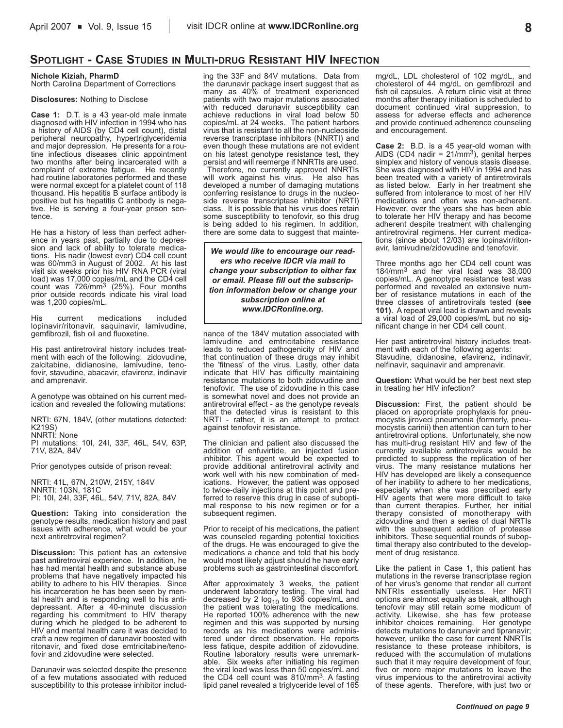## Spotlight - Case Studies in Multi-drug Resistant HIV Infection

**Nichole Kiziah, PharmD**
North Carolina Department of Corrections

**Disclosures:** Nothing to Disclose

**Case 1:** D.T. is a 43 year-old male inmate diagnosed with HIV infection in 1994 who has a history of AIDS (by CD4 cell count), distal peripheral neuropathy, hypertriglyceridemia and major depression. He presents for a routine infectious diseases clinic appointment two months after being incarcerated with a complaint of extreme fatigue. He recently had routine laboratories performed and these were normal except for a platelet count of 118 thousand. His hepatitis B surface antibody is positive but his hepatitis C antibody is negative. He is serving a four-year prison sentence.

He has a history of less than perfect adherence in years past, partially due to depression and lack of ability to tolerate medications. His nadir (lowest ever) CD4 cell count was 60/mm3 in August of 2002. At his last visit six weeks prior his HIV RNA PCR (viral load) was 17,000 copies/mL and the CD4 cell count was 726/mm$^3$ (25%). Four months prior outside records indicate his viral load was 1,200 copies/mL.

His current medications included lopinavir/ritonavir, saquinavir, lamivudine, gemfibrozil, fish oil and fluoxetine.

His past antiretroviral history includes treatment with each of the following: zidovudine, zalcitabine, didianosine, lamivudine, tenofovir, stavudine, abacavir, efavirenz, indinavir and amprenavir.

A genotype was obtained on his current medication and revealed the following mutations:

NRTI: 67N, 184V, (other mutations detected: K219S)
NNRTI: None
PI mutations: 10I, 24I, 33F, 46L, 54V, 63P, 71V, 82A, 84V

Prior genotypes outside of prison reveal:

NRTI: 41L, 67N, 210W, 215Y, 184V
NNRTI: 103N, 181C
PI: 10I, 24I, 33F, 46L, 54V, 71V, 82A, 84V

**Question:** Taking into consideration the genotype results, medication history and past issues with adherence, what would be your next antiretroviral regimen?

**Discussion:** This patient has an extensive past antiretroviral experience. In addition, he has had mental health and substance abuse problems that have negatively impacted his ability to adhere to his HIV therapies. Since his incarceration he has been seen by mental health and is responding well to his antidepressant. After a 40-minute discussion regarding his commitment to HIV therapy during which he pledged to be adherent to HIV and mental health care it was decided to craft a new regimen of darunavir boosted with ritonavir, and fixed dose emtricitabine/tenofovir and zidovudine were selected.

Darunavir was selected despite the presence of a few mutations associated with reduced susceptibility to this protease inhibitor including the 33F and 84V mutations. Data from the darunavir package insert suggest that as many as 40% of treatment experienced patients with two major mutations associated with reduced darunavir susceptibility can achieve reductions in viral load below 50 copies/mL at 24 weeks. The patient harbors virus that is resistant to all the non-nucleoside reverse transcriptase inhibitors (NNRTI) and even though these mutations are not evident on his latest genotype resistance test, they persist and will reemerge if NNRTIs are used. Therefore, no currently approved NNRTIs will work against his virus. He also has developed a number of damaging mutations conferring resistance to drugs in the nucleoside reverse transcriptase inhibitor (NRTI) class. It is possible that his virus does retain some susceptibility to tenofovir, so this drug is being added to his regimen. In addition, there are some data to suggest that maintenance of the 184V mutation associated with lamivudine and emtricitabine resistance leads to reduced pathogenicity of HIV and that continuation of these drugs may inhibit the 'fitness' of the virus. Lastly, other data indicate that HIV has difficulty maintaining resistance mutations to both zidovudine and tenofovir. The use of zidovudine in this case is somewhat novel and does not provide an antiretroviral effect - as the genotype reveals that the detected virus is resistant to this NRTI - rather, it is an attempt to protect against tenofovir resistance.

*We would like to encourage our readers who receive IDCR via mail to change your subscription to either fax or email. Please fill out the subscription information below or change your subscription online at www.IDCRonline.org.*

The clinician and patient also discussed the addition of enfuvirtide, an injected fusion inhibitor. This agent would be expected to provide additional antiretroviral activity and work well with his new combination of medications. However, the patient was opposed to twice-daily injections at this point and preferred to reserve this drug in case of suboptimal response to his new regimen or for a subsequent regimen.

Prior to receipt of his medications, the patient was counseled regarding potential toxicities of the drugs. He was encouraged to give the medications a chance and told that his body would most likely adjust should he have early problems such as gastrointestinal discomfort.

After approximately 3 weeks, the patient underwent laboratory testing. The viral had decreased by 2 $\log_{10}$ to 936 copies/mL and the patient was tolerating the medications. He reported 100% adherence with the new regimen and this was supported by nursing records as his medications were administered under direct observation. He reports less fatigue, despite addition of zidovudine. Routine laboratory results were unremarkable. Six weeks after initiating his regimen the viral load was less than 50 copies/mL and the CD4 cell count was 810/mm$^3$. A fasting lipid panel revealed a triglyceride level of 165 mg/dL, LDL cholesterol of 102 mg/dL, and cholesterol of 44 mg/dL on gemfibrozil and fish oil capsules. A return clinic visit at three months after therapy initiation is scheduled to document continued viral suppression, to assess for adverse effects and adherence and provide continued adherence counseling and encouragement.

**Case 2:** B.D. is a 45 year-old woman with AIDS (CD4 nadir = 21/mm$^3$), genital herpes simplex and history of venous stasis disease. She was diagnosed with HIV in 1994 and has been treated with a variety of antiretrovirals as listed below. Early in her treatment she suffered from intolerance to most of her HIV medications and often was non-adherent. However, over the years she has been able to tolerate her HIV therapy and has become adherent despite treatment with challenging antiretroviral regimens. Her current medications (since about 12/03) are lopinavir/ritonavir, lamivudine/zidovudine and tenofovir.

Three months ago her CD4 cell count was 184/mm$^3$ and her viral load was 38,000 copies/mL. A genotype resistance test was performed and revealed an extensive number of resistance mutations in each of the three classes of antiretrovirals tested **(see 101)**. A repeat viral load is drawn and reveals a viral load of 29,000 copies/mL but no significant change in her CD4 cell count.

Her past antiretroviral history includes treatment with each of the following agents: Stavudine, didanosine, efavirenz, indinavir, nelfinavir, saquinavir and amprenavir.

**Question:** What would be her best next step in treating her HIV infection?

**Discussion:** First, the patient should be placed on appropriate prophylaxis for pneumocystis jiroveci pneumonia (formerly, pneumocystis carinii) then attention can turn to her antiretroviral options. Unfortunately, she now has multi-drug resistant HIV and few of the currently available antiretrovirals would be predicted to suppress the replication of her virus. The many resistance mutations her HIV has developed are likely a consequence of her inability to adhere to her medications, especially when she was prescribed early HIV agents that were more difficult to take than current therapies. Further, her initial therapy consisted of monotherapy with zidovudine and then a series of dual NRTIs with the subsequent addition of protease inhibitors. These sequential rounds of suboptimal therapy also contributed to the development of drug resistance.

Like the patient in Case 1, this patient has mutations in the reverse transcriptase region of her virus's genome that render all current NNTRIs essentially useless. Her NRTI options are almost equally as bleak, although tenofovir may still retain some modicum of activity. Likewise, she has few protease inhibitor choices remaining. Her genotype detects mutations to darunavir and tipranavir; however, unlike the case for current NNRTIs resistance to these protease inhibitors, is reduced with the accumulation of mutations such that it may require development of four, five or more major mutations to leave the virus impervious to the antiretroviral activity of these agents. Therefore, with just two or

*Continued on page 9*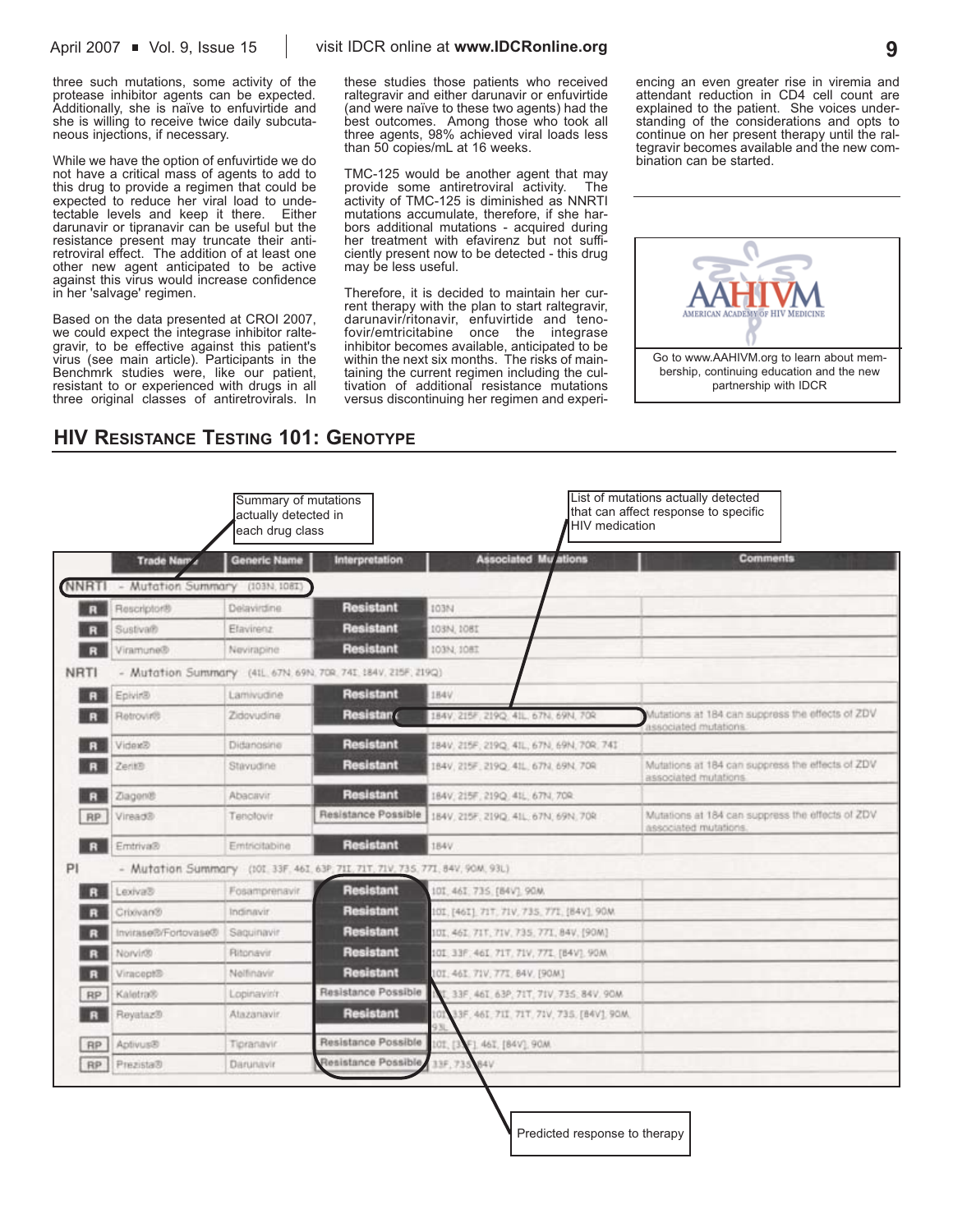three such mutations, some activity of the protease inhibitor agents can be expected. Additionally, she is naïve to enfuvirtide and she is willing to receive twice daily subcutaneous injections, if necessary.

While we have the option of enfuvirtide we do not have a critical mass of agents to add to this drug to provide a regimen that could be expected to reduce her viral load to undetectable levels and keep it there. Either darunavir or tipranavir can be useful but the resistance present may truncate their antiretroviral effect. The addition of at least one other new agent anticipated to be active against this virus would increase confidence in her 'salvage' regimen.

Based on the data presented at CROI 2007, we could expect the integrase inhibitor raltegravir, to be effective against this patient's virus (see main article). Participants in the Benchmrk studies were, like our patient, resistant to or experienced with drugs in all three original classes of antiretrovirals. In these studies those patients who received raltegravir and either darunavir or enfuvirtide (and were naïve to these two agents) had the best outcomes. Among those who took all three agents, 98% achieved viral loads less than 50 copies/mL at 16 weeks.

TMC-125 would be another agent that may provide some antiretroviral activity. The activity of TMC-125 is diminished as NNRTI mutations accumulate, therefore, if she harbors additional mutations - acquired during her treatment with efavirenz but not sufficiently present now to be detected - this drug may be less useful.

Therefore, it is decided to maintain her current therapy with the plan to start raltegravir, darunavir/ritonavir, enfuvirtide and tenofovir/emtricitabine once the integrase inhibitor becomes available, anticipated to be within the next six months. The risks of maintaining the current regimen including the cultivation of additional resistance mutations versus discontinuing her regimen and experiencing an even greater rise in viremia and attendant reduction in CD4 cell count are explained to the patient. She voices understanding of the considerations and opts to continue on her present therapy until the raltegravir becomes available and the new combination can be started.

AAHIVM — American Academy of HIV Medicine

Go to www.AAHIVM.org to learn about membership, continuing education and the new partnership with IDCR

## HIV Resistance Testing 101: Genotype

Callouts: "Summary of mutations actually detected in each drug class" (points to the mutation summary rows); "List of mutations actually detected that can affect response to specific HIV medication" (points to the Associated Mutations column); "Predicted response to therapy" (points to the Interpretation column).

| | Trade Name | Generic Name | Interpretation | Associated Mutations | Comments |
|---|---|---|---|---|---|
| **NNRTI** - Mutation Summary (103N, 108I) | | | | | |
| R | Rescriptor® | Delavirdine | Resistant | 103N | |
| R | Sustiva® | Efavirenz | Resistant | 103N, 108I | |
| R | Viramune® | Nevirapine | Resistant | 103N, 108I | |
| **NRTI** - Mutation Summary (41L, 67N, 69N, 70R, 74I, 184V, 215F, 219Q) | | | | | |
| R | Epivir® | Lamivudine | Resistant | 184V | |
| R | Retrovir® | Zidovudine | Resistant | 184V, 215F, 219Q, 41L, 67N, 69N, 70R | Mutations at 184 can suppress the effects of ZDV associated mutations |
| R | Videx® | Didanosine | Resistant | 184V, 215F, 219Q, 41L, 67N, 69N, 70R, 74I | |
| R | Zerit® | Stavudine | Resistant | 184V, 215F, 219Q, 41L, 67N, 69N, 70R | Mutations at 184 can suppress the effects of ZDV associated mutations |
| R | Ziagen® | Abacavir | Resistant | 184V, 215F, 219Q, 41L, 67N, 70R | |
| RP | Viread® | Tenofovir | Resistance Possible | 184V, 215F, 219Q, 41L, 67N, 69N, 70R | Mutations at 184 can suppress the effects of ZDV associated mutations |
| R | Emtriva® | Emtricitabine | Resistant | 184V | |
| **PI** - Mutation Summary (10I, 33F, 46I, 63P, 71I, 71T, 71V, 73S, 77I, 84V, 90M, 93L) | | | | | |
| R | Lexiva® | Fosamprenavir | Resistant | 10I, 46I, 73S, [84V], 90M | |
| R | Crixivan® | Indinavir | Resistant | 10I, [46I], 71T, 71V, 73S, 77I, [84V], 90M | |
| R | Invirase®/Fortovase® | Saquinavir | Resistant | 10I, 46I, 71T, 71V, 73S, 77I, 84V, [90M] | |
| R | Norvir® | Ritonavir | Resistant | 10I, 33F, 46I, 71T, 71V, 77I, [84V], 90M | |
| R | Viracept® | Nelfinavir | Resistant | 10I, 46I, 71V, 77I, 84V, [90M] | |
| RP | Kaletra® | Lopinavir/r | Resistance Possible | 10I, 33F, 46I, 63P, 71T, 71V, 73S, 84V, 90M | |
| R | Reyataz® | Atazanavir | Resistant | 10I, 33F, 46I, 71I, 71T, 71V, 73S, [84V], 90M, 93L | |
| RP | Aptivus® | Tipranavir | Resistance Possible | 10I, [33F], 46I, [84V], 90M | |
| RP | Prezista® | Darunavir | Resistance Possible | 33F, 73S, 84V | |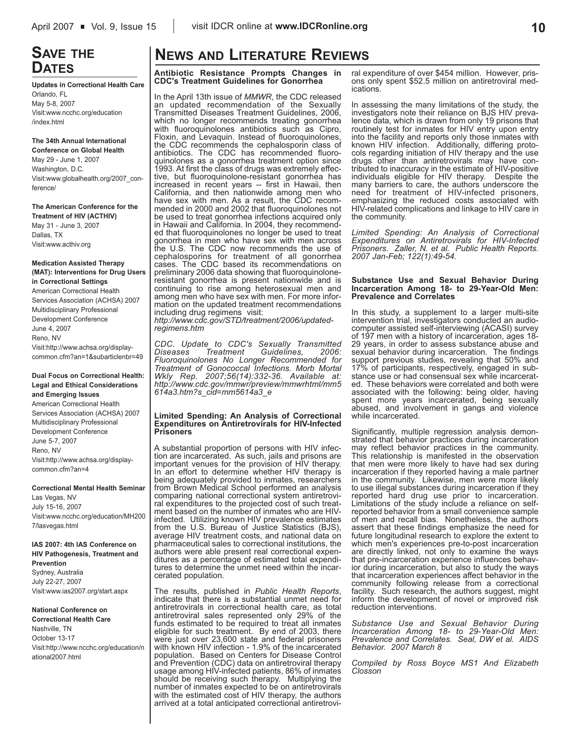## Save the Dates

**Updates in Correctional Health Care**
Orlando, FL
May 5-8, 2007
Visit:www.ncchc.org/education/index.html

**The 34th Annual International Conference on Global Health**
May 29 - June 1, 2007
Washington, D.C.
Visit:www.globalhealth.org/2007_conference/

**The American Conference for the Treatment of HIV (ACTHIV)**
May 31 - June 3, 2007
Dallas, TX
Visit:www.acthiv.org

**Medication Assisted Therapy (MAT): Interventions for Drug Users in Correctional Settings**
American Correctional Health Services Association (ACHSA) 2007 Multidisciplinary Professional Development Conference
June 4, 2007
Reno, NV
Visit:http://www.achsa.org/displaycommon.cfm?an=1&subarticlenbr=49

**Dual Focus on Correctional Health: Legal and Ethical Considerations and Emerging Issues**
American Correctional Health Services Association (ACHSA) 2007 Multidisciplinary Professional Development Conference
June 5-7, 2007
Reno, NV
Visit:http://www.achsa.org/displaycommon.cfm?an=4

**Correctional Mental Health Seminar**
Las Vegas, NV
July 15-16, 2007
Visit:www.ncchc.org/education/MH2007/lasvegas.html

**IAS 2007: 4th IAS Conference on HIV Pathogenesis, Treatment and Prevention**
Sydney, Australia
July 22-27, 2007
Visit:www.ias2007.org/start.aspx

**National Conference on Correctional Health Care**
Nashville, TN
October 13-17
Visit:http://www.ncchc.org/education/national2007.html

# News and Literature Reviews

### Antibiotic Resistance Prompts Changes in CDC's Treatment Guidelines for Gonorrhea

In the April 13th issue of *MMWR*, the CDC released an updated recommendation of the Sexually Transmitted Diseases Treatment Guidelines, 2006, which no longer recommends treating gonorrhea with fluoroquinolones antibiotics such as Cipro, Floxin, and Levaquin. Instead of fluoroquinolones, the CDC recommends the cephalosporin class of antibiotics. The CDC has recommended fluoroquinolones as a gonorrhea treatment option since 1993. At first the class of drugs was extremely effective, but fluoroquinolone-resistant gonorrhea has increased in recent years -- first in Hawaii, then California, and then nationwide among men who have sex with men. As a result, the CDC recommended in 2000 and 2002 that fluoroquinolones not be used to treat gonorrhea infections acquired only in Hawaii and California. In 2004, they recommended that fluoroquinolones no longer be used to treat gonorrhea in men who have sex with men across the U.S. The CDC now recommends the use of cephalosporins for treatment of all gonorrhea cases. The CDC based its recommendations on preliminary 2006 data showing that fluoroquinolone-resistant gonorrhea is present nationwide and is continuing to rise among heterosexual men and among men who have sex with men. For more information on the updated treatment recommendations including drug regimens visit: *http://www.cdc.gov/STD/treatment/2006/updated-regimens.htm*

*CDC. Update to CDC's Sexually Transmitted Diseases Treatment Guidelines, 2006: Fluoroquinolones No Longer Recommended for Treatment of Gonococcal Infections. Morb Mortal Wkly Rep. 2007;56(14):332-36. Available at: http://www.cdc.gov/mmwr/preview/mmwrhtml/mm5614a3.htm?s_cid=mm5614a3_e*

### Limited Spending: An Analysis of Correctional Expenditures on Antiretrovirals for HIV-Infected Prisoners

A substantial proportion of persons with HIV infection are incarcerated. As such, jails and prisons are important venues for the provision of HIV therapy. In an effort to determine whether HIV therapy is being adequately provided to inmates, researchers from Brown Medical School performed an analysis comparing national correctional system antiretroviral expenditures to the projected cost of such treatment based on the number of inmates who are HIV-infected. Utilizing known HIV prevalence estimates from the U.S. Bureau of Justice Statistics (BJS), average HIV treatment costs, and national data on pharmaceutical sales to correctional institutions, the authors were able present real correctional expenditures as a percentage of estimated total expenditures to determine the unmet need within the incarcerated population.

The results, published in *Public Health Reports*, indicate that there is a substantial unmet need for antiretrovirals in correctional health care, as total antiretroviral sales represented only 29% of the funds estimated to be required to treat all inmates eligible for such treatment. By end of 2003, there were just over 23,600 state and federal prisoners with known HIV infection - 1.9% of the incarcerated population. Based on Centers for Disease Control and Prevention (CDC) data on antiretroviral therapy usage among HIV-infected patients, 86% of inmates should be receiving such therapy. Multiplying the number of inmates expected to be on antiretrovirals with the estimated cost of HIV therapy, the authors arrived at a total anticipated correctional antiretroviral expenditure of over $454 million. However, prisons only spent $52.5 million on antiretroviral medications.

In assessing the many limitations of the study, the investigators note their reliance on BJS HIV prevalence data, which is drawn from only 19 prisons that routinely test for inmates for HIV entry upon entry into the facility and reports only those inmates with known HIV infection. Additionally, differing protocols regarding initiation of HIV therapy and the use drugs other than antiretrovirals may have contributed to inaccuracy in the estimate of HIV-positive individuals eligible for HIV therapy. Despite the many barriers to care, the authors underscore the need for treatment of HIV-infected prisoners, emphasizing the reduced costs associated with HIV-related complications and linkage to HIV care in the community.

*Limited Spending: An Analysis of Correctional Expenditures on Antiretrovirals for HIV-Infected Prisoners. Zaller, N. et al. Public Health Reports. 2007 Jan-Feb; 122(1):49-54.*

### Substance Use and Sexual Behavior During Incarceration Among 18- to 29-Year-Old Men: Prevalence and Correlates

In this study, a supplement to a larger multi-site intervention trial, investigators conducted an audio-computer assisted self-interviewing (ACASI) survey of 197 men with a history of incarceration, ages 18-29 years, in order to assess substance abuse and sexual behavior during incarceration. The findings support previous studies, revealing that 50% and 17% of participants, respectively, engaged in substance use or had consensual sex while incarcerated. These behaviors were correlated and both were associated with the following: being older, having spent more years incarcerated, being sexually abused, and involvement in gangs and violence while incarcerated.

Significantly, multiple regression analysis demonstrated that behavior practices during incarceration may reflect behavior practices in the community. This relationship is manifested in the observation that men were more likely to have had sex during incarceration if they reported having a male partner in the community. Likewise, men were more likely to use illegal substances during incarceration if they reported hard drug use prior to incarceration. Limitations of the study include a reliance on self-reported behavior from a small convenience sample of men and recall bias. Nonetheless, the authors assert that these findings emphasize the need for future longitudinal research to explore the extent to which men's experiences pre-to-post incarceration are directly linked, not only to examine the ways that pre-incarceration experience influences behavior during incarceration, but also to study the ways that incarceration experiences affect behavior in the community following release from a correctional facility. Such research, the authors suggest, might inform the development of novel or improved risk reduction interventions.

*Substance Use and Sexual Behavior During Incarceration Among 18- to 29-Year-Old Men: Prevalence and Correlates. Seal, DW et al. AIDS Behavior. 2007 March 8*

*Compiled by Ross Boyce MS1 And Elizabeth Closson*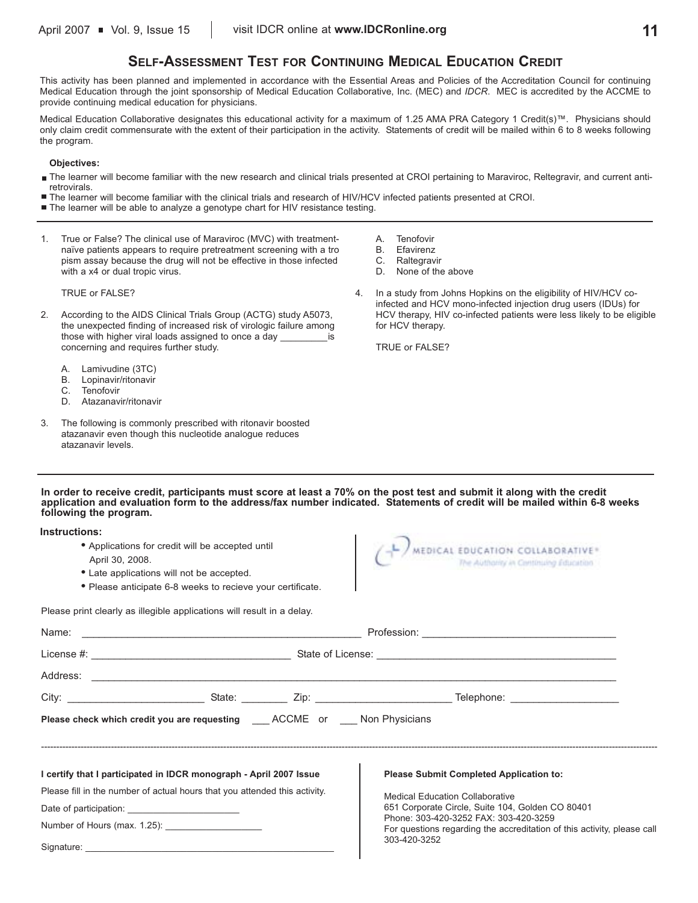## Self-Assessment Test for Continuing Medical Education Credit

This activity has been planned and implemented in accordance with the Essential Areas and Policies of the Accreditation Council for continuing Medical Education through the joint sponsorship of Medical Education Collaborative, Inc. (MEC) and *IDCR*. MEC is accredited by the ACCME to provide continuing medical education for physicians.

Medical Education Collaborative designates this educational activity for a maximum of 1.25 AMA PRA Category 1 Credit(s)™. Physicians should only claim credit commensurate with the extent of their participation in the activity. Statements of credit will be mailed within 6 to 8 weeks following the program.

**Objectives:**

- The learner will become familiar with the new research and clinical trials presented at CROI pertaining to Maraviroc, Reltegravir, and current anti-retrovirals.
- The learner will become familiar with the clinical trials and research of HIV/HCV infected patients presented at CROI.
- The learner will be able to analyze a genotype chart for HIV resistance testing.

1. True or False? The clinical use of Maraviroc (MVC) with treatment-naïve patients appears to require pretreatment screening with a tro pism assay because the drug will not be effective in those infected with a x4 or dual tropic virus.

   TRUE or FALSE?

2. According to the AIDS Clinical Trials Group (ACTG) study A5073, the unexpected finding of increased risk of virologic failure among those with higher viral loads assigned to once a day _________is concerning and requires further study.

   A. Lamivudine (3TC)
   B. Lopinavir/ritonavir
   C. Tenofovir
   D. Atazanavir/ritonavir

3. The following is commonly prescribed with ritonavir boosted atazanavir even though this nucleotide analogue reduces atazanavir levels.

   A. Tenofovir
   B. Efavirenz
   C. Raltegravir
   D. None of the above

4. In a study from Johns Hopkins on the eligibility of HIV/HCV co-infected and HCV mono-infected injection drug users (IDUs) for HCV therapy, HIV co-infected patients were less likely to be eligible for HCV therapy.

   TRUE or FALSE?

**In order to receive credit, participants must score at least a 70% on the post test and submit it along with the credit application and evaluation form to the address/fax number indicated. Statements of credit will be mailed within 6-8 weeks following the program.**

**Instructions:**

- Applications for credit will be accepted until April 30, 2008.
- Late applications will not be accepted.
- Please anticipate 6-8 weeks to recieve your certificate.

MEDICAL EDUCATION COLLABORATIVE®
The Authority in Continuing Education

Please print clearly as illegible applications will result in a delay.

Name: ______________________________ Profession: ______________________________

License #: ______________________________ State of License: ______________________________

Address: ____________________________________________________________

City: ____________________ State: ________ Zip: ____________________ Telephone: ____________________

**Please check which credit you are requesting** ___ ACCME or ___ Non Physicians

---

**I certify that I participated in IDCR monograph - April 2007 Issue**

Please fill in the number of actual hours that you attended this activity.

Date of participation: ____________________

Number of Hours (max. 1.25): ____________________

Signature: ______________________________

**Please Submit Completed Application to:**

Medical Education Collaborative
651 Corporate Circle, Suite 104, Golden CO 80401
Phone: 303-420-3252 FAX: 303-420-3259
For questions regarding the accreditation of this activity, please call 303-420-3252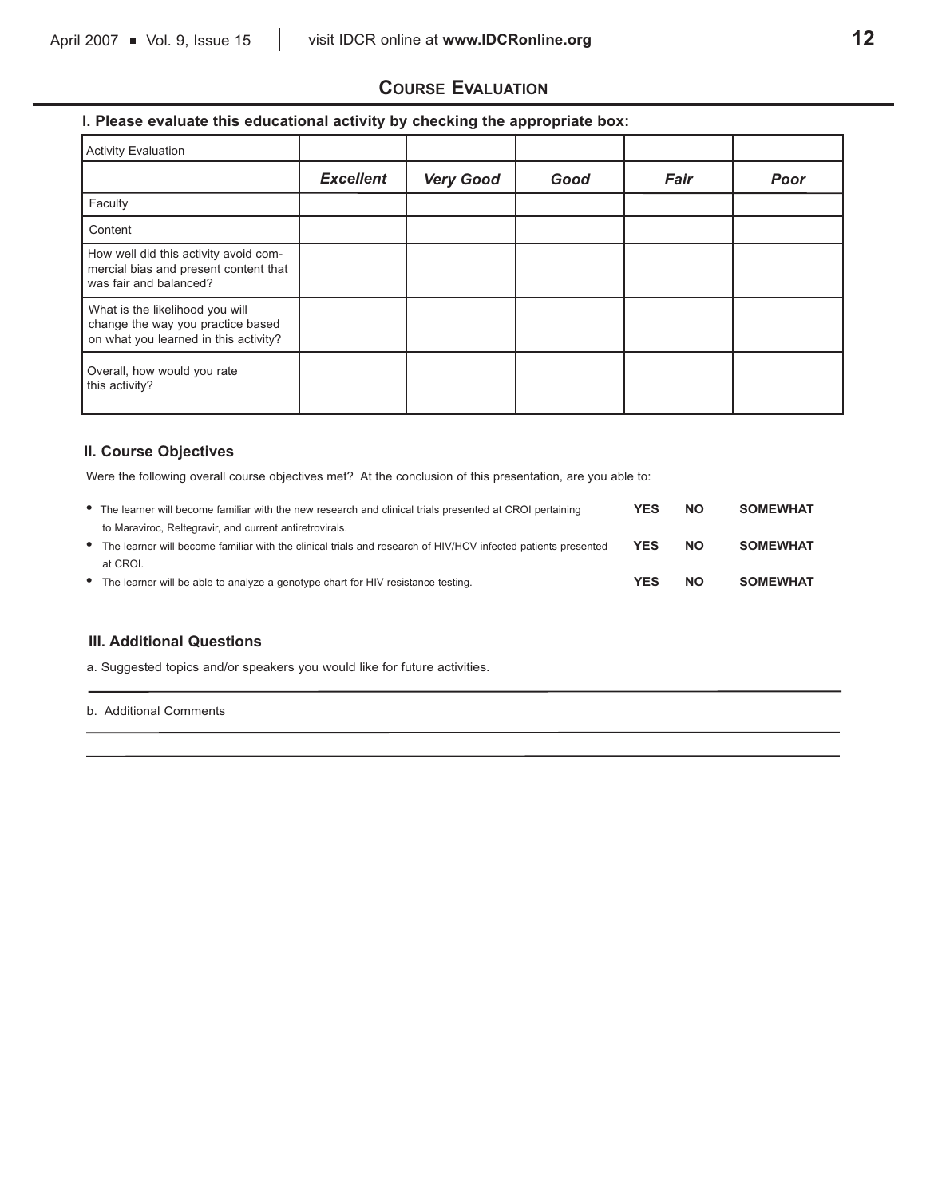# Course Evaluation

**I. Please evaluate this educational activity by checking the appropriate box:**

| Activity Evaluation | | | | | |
|---|---|---|---|---|---|
| | ***Excellent*** | ***Very Good*** | ***Good*** | ***Fair*** | ***Poor*** |
| Faculty | | | | | |
| Content | | | | | |
| How well did this activity avoid commercial bias and present content that was fair and balanced? | | | | | |
| What is the likelihood you will change the way you practice based on what you learned in this activity? | | | | | |
| Overall, how would you rate this activity? | | | | | |

**II. Course Objectives**

Were the following overall course objectives met? At the conclusion of this presentation, are you able to:

- The learner will become familiar with the new research and clinical trials presented at CROI pertaining to Maraviroc, Reltegravir, and current antiretrovirals. **YES NO SOMEWHAT**
- The learner will become familiar with the clinical trials and research of HIV/HCV infected patients presented at CROI. **YES NO SOMEWHAT**
- The learner will be able to analyze a genotype chart for HIV resistance testing. **YES NO SOMEWHAT**

**III. Additional Questions**

a. Suggested topics and/or speakers you would like for future activities.

b. Additional Comments